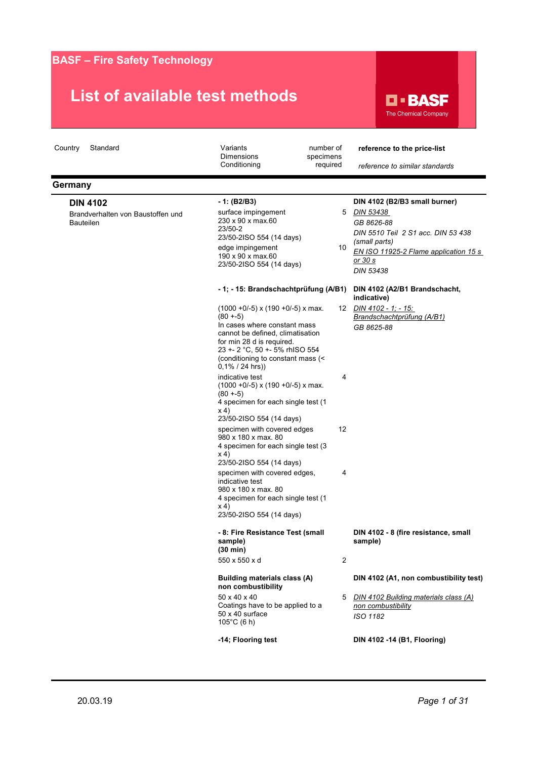# BASF – Fire Safety Technology

## List of available test methods

| Country | Standard | Variants<br>Dimensions<br>Conditioning | number of specimens required | **reference to the price-list**<br>*reference to similar standards* |
|---|---|---|---|---|
| **Germany** | | | | |
| | **DIN 4102**<br>Brandverhalten von Baustoffen und Bauteilen | **- 1: (B2/B3)** | | **DIN 4102 (B2/B3 small burner)** |
| | | surface impingement<br>230 x 90 x max.60<br>23/50-2ISO 554 (14 days) | 5 | *DIN 53438*<br>*GB 8626-88*<br>*DIN 5510 Teil 2 S1 acc. DIN 53 438 (small parts)* |
| | | edge impingement<br>190 x 90 x max.60<br>23/50-2ISO 554 (14 days) | 10 | *EN ISO 11925-2 Flame application 15 s or 30 s*<br>*DIN 53438* |
| | | **- 1; - 15: Brandschachtprüfung (A/B1)** | | **DIN 4102 (A2/B1 Brandschacht, indicative)** |
| | | (1000 +0/-5) x (190 +0/-5) x max. (80 +-5)<br>In cases where constant mass cannot be defined, climatisation for min 28 d is required.<br>23 +- 2 °C, 50 +- 5% rhISO 554 (conditioning to constant mass (< 0,1% / 24 hrs)) | 12 | *DIN 4102 - 1; - 15: Brandschachtprüfung (A/B1)*<br>*GB 8625-88* |
| | | indicative test<br>(1000 +0/-5) x (190 +0/-5) x max. (80 +-5)<br>4 specimen for each single test (1 x 4)<br>23/50-2ISO 554 (14 days) | 4 | |
| | | specimen with covered edges<br>980 x 180 x max. 80<br>4 specimen for each single test (3 x 4)<br>23/50-2ISO 554 (14 days) | 12 | |
| | | specimen with covered edges, indicative test<br>980 x 180 x max. 80<br>4 specimen for each single test (1 x 4)<br>23/50-2ISO 554 (14 days) | 4 | |
| | | **- 8: Fire Resistance Test (small sample) (30 min)** | | **DIN 4102 - 8 (fire resistance, small sample)** |
| | | 550 x 550 x d | 2 | |
| | | **Building materials class (A) non combustibility** | | **DIN 4102 (A1, non combustibility test)** |
| | | 50 x 40 x 40<br>Coatings have to be applied to a 50 x 40 surface<br>105°C (6 h) | 5 | *DIN 4102 Building materials class (A) non combustibility*<br>*ISO 1182* |
| | | **-14; Flooring test** | | **DIN 4102 -14 (B1, Flooring)** |

20.03.19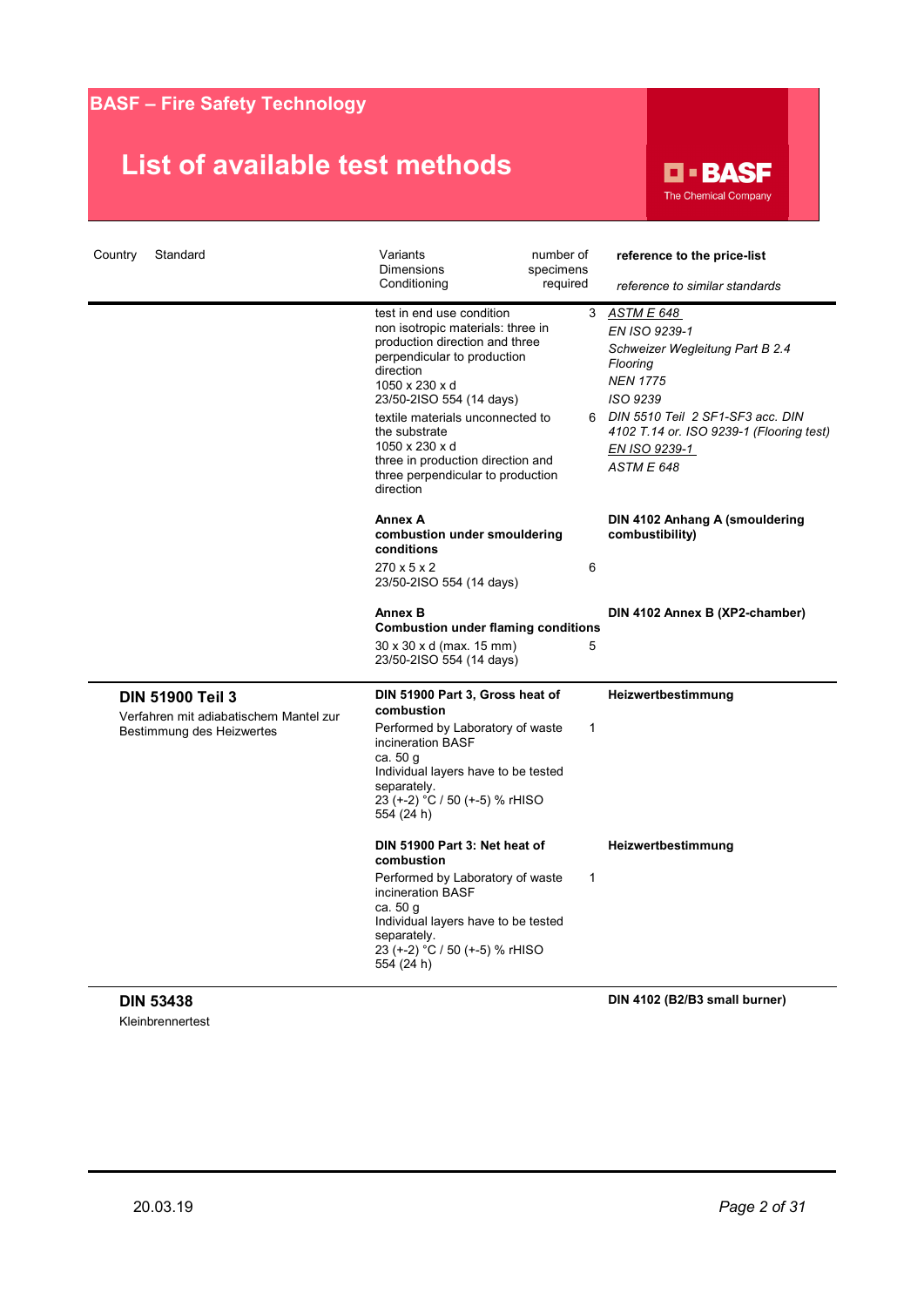# BASF – Fire Safety Technology

## List of available test methods

| Country | Standard | Variants Dimensions Conditioning | number of specimens required | **reference to the price-list** *reference to similar standards* |
|---|---|---|---|---|
| | | test in end use condition non isotropic materials: three in production direction and three perpendicular to production direction 1050 x 230 x d 23/50-2ISO 554 (14 days) | 3 | *ASTM E 648* *EN ISO 9239-1* *Schweizer Wegleitung Part B 2.4 Flooring* *NEN 1775* *ISO 9239* |
| | | textile materials unconnected to the substrate 1050 x 230 x d three in production direction and three perpendicular to production direction | 6 | *DIN 5510 Teil 2 SF1-SF3 acc. DIN 4102 T.14 or. ISO 9239-1 (Flooring test)* *EN ISO 9239-1* *ASTM E 648* |
| | | **Annex A combustion under smouldering conditions** 270 x 5 x 2 23/50-2ISO 554 (14 days) | 6 | **DIN 4102 Anhang A (smouldering combustibility)** |
| | | **Annex B Combustion under flaming conditions** 30 x 30 x d (max. 15 mm) 23/50-2ISO 554 (14 days) | 5 | **DIN 4102 Annex B (XP2-chamber)** |
| | **DIN 51900 Teil 3** Verfahren mit adiabatischem Mantel zur Bestimmung des Heizwertes | **DIN 51900 Part 3, Gross heat of combustion** Performed by Laboratory of waste incineration BASF ca. 50 g Individual layers have to be tested separately. 23 (+-2) °C / 50 (+-5) % rHISO 554 (24 h) | 1 | **Heizwertbestimmung** |
| | | **DIN 51900 Part 3: Net heat of combustion** Performed by Laboratory of waste incineration BASF ca. 50 g Individual layers have to be tested separately. 23 (+-2) °C / 50 (+-5) % rHISO 554 (24 h) | 1 | **Heizwertbestimmung** |
| | **DIN 53438** Kleinbrennertest | | | **DIN 4102 (B2/B3 small burner)** |

20.03.19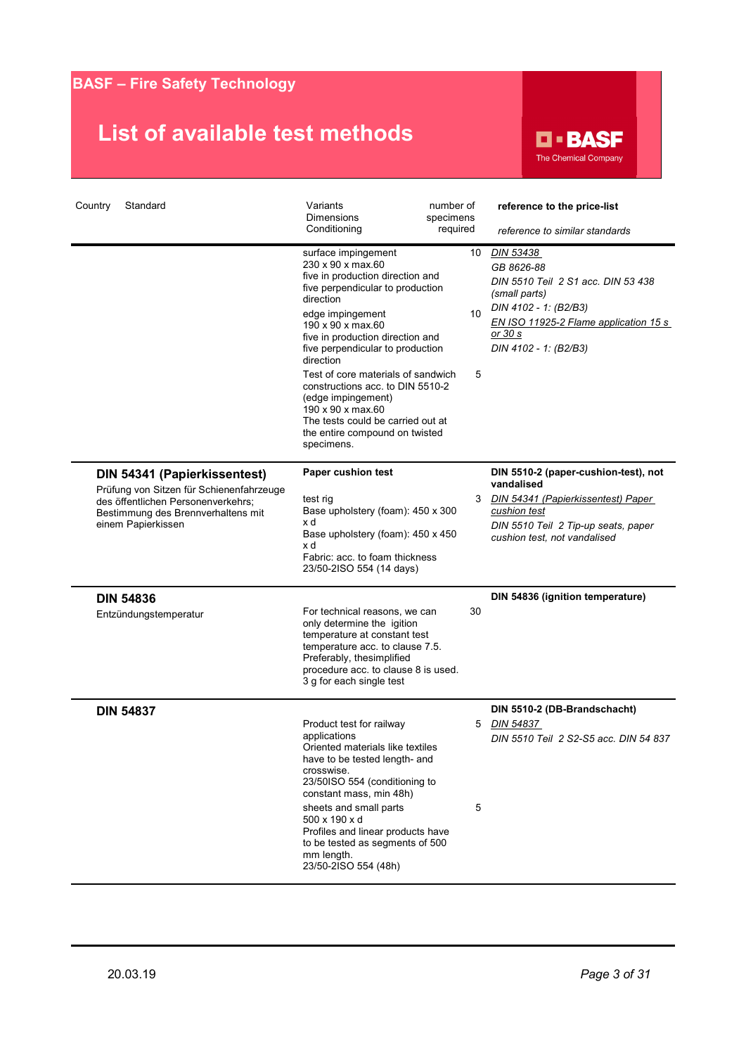# BASF – Fire Safety Technology

## List of available test methods

| Country | Standard | Variants Dimensions Conditioning | number of specimens required | **reference to the price-list** *reference to similar standards* |
|---|---|---|---|---|
| | | surface impingement 230 x 90 x max.60 five in production direction and five perpendicular to production direction | 10 | *DIN 53438* *GB 8626-88* *DIN 5510 Teil 2 S1 acc. DIN 53 438 (small parts)* *DIN 4102 - 1: (B2/B3)* |
| | | edge impingement 190 x 90 x max.60 five in production direction and five perpendicular to production direction | 10 | *EN ISO 11925-2 Flame application 15 s or 30 s* *DIN 4102 - 1: (B2/B3)* |
| | | Test of core materials of sandwich constructions acc. to DIN 5510-2 (edge impingement) 190 x 90 x max.60 The tests could be carried out at the entire compound on twisted specimens. | 5 | |
| | **DIN 54341 (Papierkissentest)** Prüfung von Sitzen für Schienenfahrzeuge des öffentlichen Personenverkehrs; Bestimmung des Brennverhaltens mit einem Papierkissen | **Paper cushion test** | | **DIN 5510-2 (paper-cushion-test), not vandalised** |
| | | test rig Base upholstery (foam): 450 x 300 x d Base upholstery (foam): 450 x 450 x d Fabric: acc. to foam thickness 23/50-2ISO 554 (14 days) | 3 | *DIN 54341 (Papierkissentest) Paper cushion test* *DIN 5510 Teil 2 Tip-up seats, paper cushion test, not vandalised* |
| | **DIN 54836** Entzündungstemperatur | | | **DIN 54836 (ignition temperature)** |
| | | For technical reasons, we can only determine the igition temperature at constant test temperature acc. to clause 7.5. Preferably, thesimplified procedure acc. to clause 8 is used. 3 g for each single test | 30 | |
| | **DIN 54837** | | | **DIN 5510-2 (DB-Brandschacht)** |
| | | Product test for railway applications Oriented materials like textiles have to be tested length- and crosswise. 23/50ISO 554 (conditioning to constant mass, min 48h) | 5 | *DIN 54837* *DIN 5510 Teil 2 S2-S5 acc. DIN 54 837* |
| | | sheets and small parts 500 x 190 x d Profiles and linear products have to be tested as segments of 500 mm length. 23/50-2ISO 554 (48h) | 5 | |

20.03.19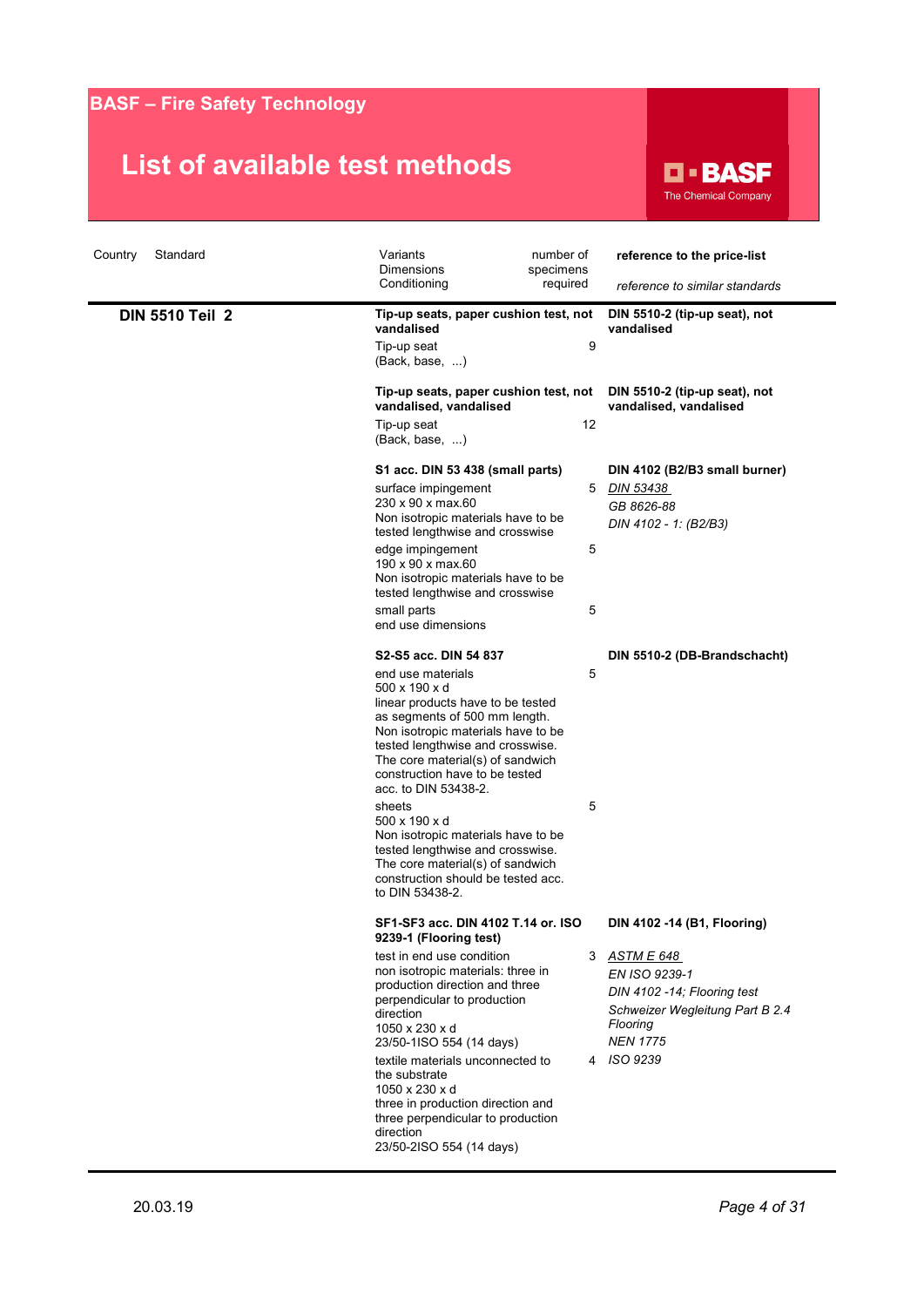# BASF – Fire Safety Technology

## List of available test methods

| Country | Standard | Variants / Dimensions / Conditioning | number of specimens required | reference to the price-list / *reference to similar standards* |
|---|---|---|---|---|
| | **DIN 5510 Teil 2** | **Tip-up seats, paper cushion test, not vandalised** | | **DIN 5510-2 (tip-up seat), not vandalised** |
| | | Tip-up seat (Back, base, ...) | 9 | |
| | | **Tip-up seats, paper cushion test, not vandalised, vandalised** | | **DIN 5510-2 (tip-up seat), not vandalised, vandalised** |
| | | Tip-up seat (Back, base, ...) | 12 | |
| | | **S1 acc. DIN 53 438 (small parts)** | | **DIN 4102 (B2/B3 small burner)** |
| | | surface impingement 230 x 90 x max.60 Non isotropic materials have to be tested lengthwise and crosswise | 5 | *DIN 53438* *GB 8626-88* *DIN 4102 - 1: (B2/B3)* |
| | | edge impingement 190 x 90 x max.60 Non isotropic materials have to be tested lengthwise and crosswise | 5 | |
| | | small parts end use dimensions | 5 | |
| | | **S2-S5 acc. DIN 54 837** | | **DIN 5510-2 (DB-Brandschacht)** |
| | | end use materials 500 x 190 x d linear products have to be tested as segments of 500 mm length. Non isotropic materials have to be tested lengthwise and crosswise. The core material(s) of sandwich construction have to be tested acc. to DIN 53438-2. | 5 | |
| | | sheets 500 x 190 x d Non isotropic materials have to be tested lengthwise and crosswise. The core material(s) of sandwich construction should be tested acc. to DIN 53438-2. | 5 | |
| | | **SF1-SF3 acc. DIN 4102 T.14 or. ISO 9239-1 (Flooring test)** | | **DIN 4102 -14 (B1, Flooring)** |
| | | test in end use condition non isotropic materials: three in production direction and three perpendicular to production direction 1050 x 230 x d 23/50-1ISO 554 (14 days) | 3 | *ASTM E 648* *EN ISO 9239-1* *DIN 4102 -14; Flooring test* *Schweizer Wegleitung Part B 2.4 Flooring* *NEN 1775* |
| | | textile materials unconnected to the substrate 1050 x 230 x d three in production direction and three perpendicular to production direction 23/50-2ISO 554 (14 days) | 4 | *ISO 9239* |

20.03.19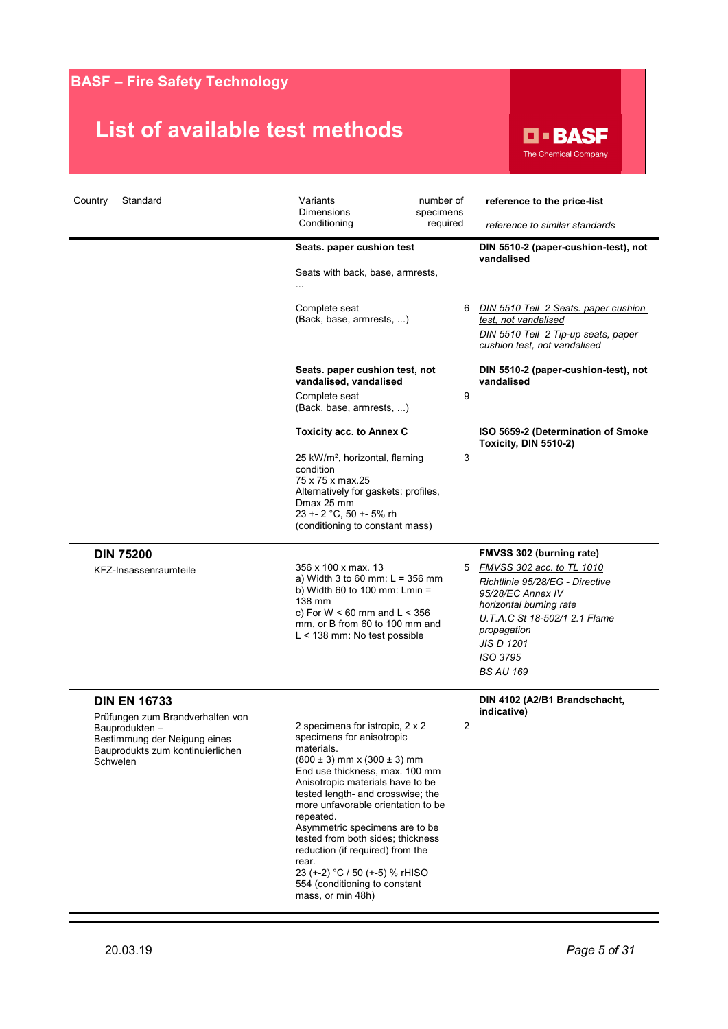# BASF – Fire Safety Technology

## List of available test methods

| Country | Standard | Variants / Dimensions / Conditioning | number of specimens required | **reference to the price-list** / *reference to similar standards* |
|---|---|---|---|---|
| | | **Seats. paper cushion test** | | **DIN 5510-2 (paper-cushion-test), not vandalised** |
| | | Seats with back, base, armrests, ... | | |
| | | Complete seat (Back, base, armrests, ...) | 6 | *DIN 5510 Teil 2 Seats. paper cushion test, not vandalised* <br> *DIN 5510 Teil 2 Tip-up seats, paper cushion test, not vandalised* |
| | | **Seats. paper cushion test, not vandalised, vandalised** | | **DIN 5510-2 (paper-cushion-test), not vandalised** |
| | | Complete seat (Back, base, armrests, ...) | 9 | |
| | | **Toxicity acc. to Annex C** | | **ISO 5659-2 (Determination of Smoke Toxicity, DIN 5510-2)** |
| | | 25 kW/m², horizontal, flaming condition <br> 75 x 75 x max.25 <br> Alternatively for gaskets: profiles, Dmax 25 mm <br> 23 +- 2 °C, 50 +- 5% rh <br> (conditioning to constant mass) | 3 | |
| | **DIN 75200** <br> KFZ-Insassenraumteile | 356 x 100 x max. 13 <br> a) Width 3 to 60 mm: L = 356 mm <br> b) Width 60 to 100 mm: Lmin = 138 mm <br> c) For W < 60 mm and L < 356 mm, or B from 60 to 100 mm and L < 138 mm: No test possible | 5 | **FMVSS 302 (burning rate)** <br> *FMVSS 302 acc. to TL 1010* <br> *Richtlinie 95/28/EG - Directive 95/28/EC Annex IV horizontal burning rate* <br> *U.T.A.C St 18-502/1 2.1 Flame propagation* <br> *JIS D 1201* <br> *ISO 3795* <br> *BS AU 169* |
| | **DIN EN 16733** <br> Prüfungen zum Brandverhalten von Bauprodukten – Bestimmung der Neigung eines Bauprodukts zum kontinuierlichen Schwelen | 2 specimens for istropic, 2 x 2 specimens for anisotropic materials. <br> (800 ± 3) mm x (300 ± 3) mm <br> End use thickness, max. 100 mm <br> Anisotropic materials have to be tested length- and crosswise; the more unfavorable orientation to be repeated. <br> Asymmetric specimens are to be tested from both sides; thickness reduction (if required) from the rear. <br> 23 (+-2) °C / 50 (+-5) % rHISO 554 (conditioning to constant mass, or min 48h) | 2 | **DIN 4102 (A2/B1 Brandschacht, indicative)** |

20.03.19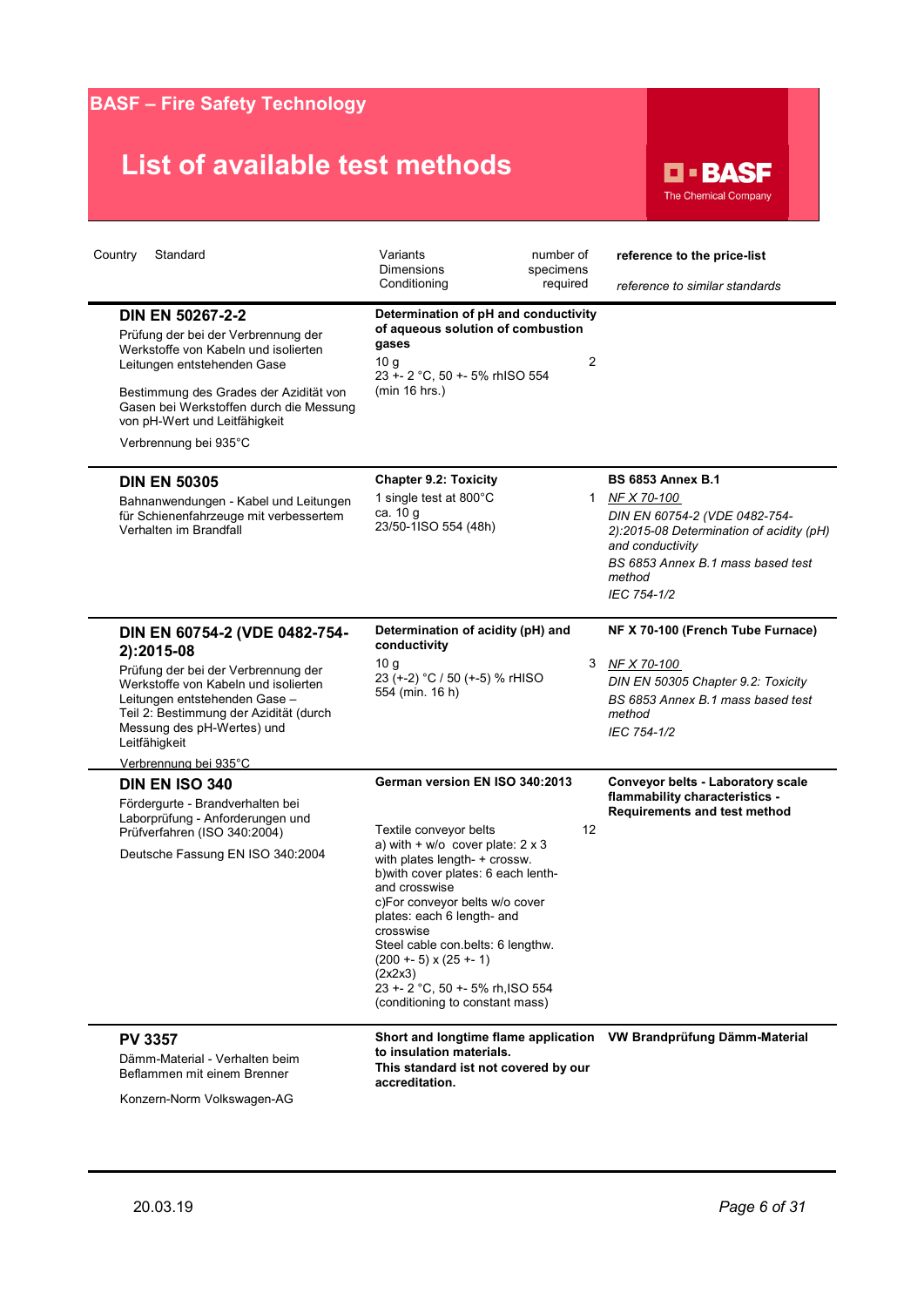**BASF – Fire Safety Technology**

# List of available test methods

BASF
The Chemical Company

| Country Standard | Variants Dimensions Conditioning | number of specimens required | **reference to the price-list** *reference to similar standards* |
|---|---|---|---|
| **DIN EN 50267-2-2**<br>Prüfung der bei der Verbrennung der Werkstoffe von Kabeln und isolierten Leitungen entstehenden Gase<br><br>Bestimmung des Grades der Azidität von Gasen bei Werkstoffen durch die Messung von pH-Wert und Leitfähigkeit<br><br>Verbrennung bei 935°C | **Determination of pH and conductivity of aqueous solution of combustion gases**<br>10 g<br>23 +- 2 °C, 50 +- 5% rhISO 554 (min 16 hrs.) | 2 | |
| **DIN EN 50305**<br>Bahnanwendungen - Kabel und Leitungen für Schienenfahrzeuge mit verbessertem Verhalten im Brandfall | **Chapter 9.2: Toxicity**<br>1 single test at 800°C<br>ca. 10 g<br>23/50-1ISO 554 (48h) | 1 | **BS 6853 Annex B.1**<br>*NF X 70-100*<br>*DIN EN 60754-2 (VDE 0482-754-2):2015-08 Determination of acidity (pH) and conductivity*<br>*BS 6853 Annex B.1 mass based test method*<br>*IEC 754-1/2* |
| **DIN EN 60754-2 (VDE 0482-754-2):2015-08**<br>Prüfung der bei der Verbrennung der Werkstoffe von Kabeln und isolierten Leitungen entstehenden Gase – Teil 2: Bestimmung der Azidität (durch Messung des pH-Wertes) und Leitfähigkeit<br><br>Verbrennung bei 935°C | **Determination of acidity (pH) and conductivity**<br>10 g<br>23 (+-2) °C / 50 (+-5) % rHISO 554 (min. 16 h) | 3 | **NF X 70-100 (French Tube Furnace)**<br>*NF X 70-100*<br>*DIN EN 50305 Chapter 9.2: Toxicity*<br>*BS 6853 Annex B.1 mass based test method*<br>*IEC 754-1/2* |
| **DIN EN ISO 340**<br>Fördergurte - Brandverhalten bei Laborprüfung - Anforderungen und Prüfverfahren (ISO 340:2004)<br><br>Deutsche Fassung EN ISO 340:2004 | **German version EN ISO 340:2013**<br><br>Textile conveyor belts<br>a) with + w/o cover plate: 2 x 3 with plates length- + crossw.<br>b)with cover plates: 6 each lenth- and crosswise<br>c)For conveyor belts w/o cover plates: each 6 length- and crosswise<br>Steel cable con.belts: 6 lengthw.<br>(200 +- 5) x (25 +- 1)<br>(2x2x3)<br>23 +- 2 °C, 50 +- 5% rh,ISO 554 (conditioning to constant mass) | 12 | **Conveyor belts - Laboratory scale flammability characteristics - Requirements and test method** |
| **PV 3357**<br>Dämm-Material - Verhalten beim Beflammen mit einem Brenner<br><br>Konzern-Norm Volkswagen-AG | **Short and longtime flame application to insulation materials.**<br>**This standard ist not covered by our accreditation.** | | **VW Brandprüfung Dämm-Material** |

20.03.19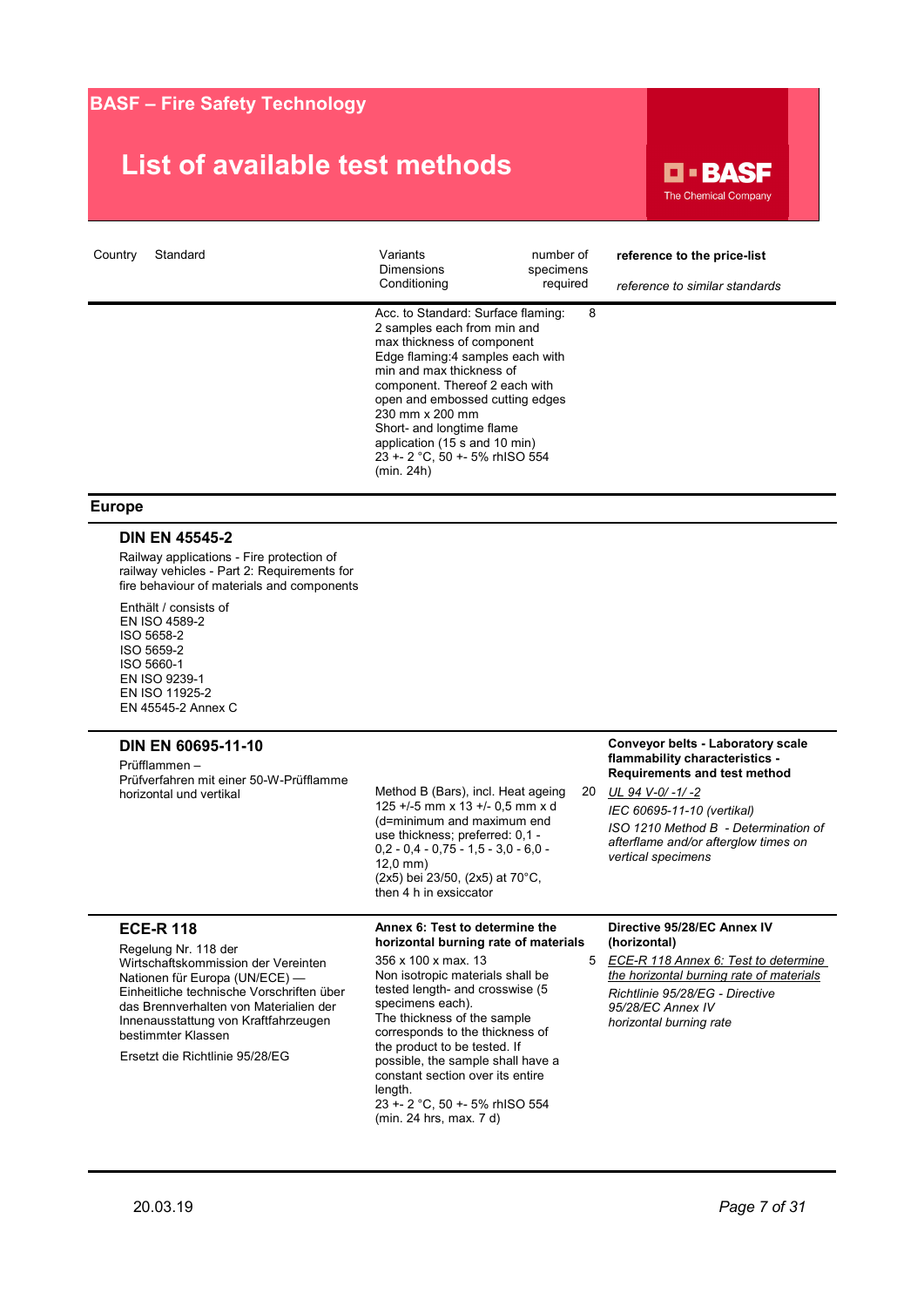# BASF – Fire Safety Technology

## List of available test methods

| Country | Standard | Variants<br>Dimensions<br>Conditioning | number of specimens required | **reference to the price-list**<br>*reference to similar standards* |
|---|---|---|---|---|
| | | Acc. to Standard: Surface flaming: 2 samples each from min and max thickness of component<br>Edge flaming:4 samples each with min and max thickness of component. Thereof 2 each with open and embossed cutting edges<br>230 mm x 200 mm<br>Short- and longtime flame application (15 s and 10 min)<br>23 +- 2 °C, 50 +- 5% rhISO 554 (min. 24h) | 8 | |

### Europe

| Standard | Variants / Dimensions / Conditioning | number of specimens required | reference to the price-list / reference to similar standards |
|---|---|---|---|
| **DIN EN 45545-2**<br>Railway applications - Fire protection of railway vehicles - Part 2: Requirements for fire behaviour of materials and components<br>Enthält / consists of<br>EN ISO 4589-2<br>ISO 5658-2<br>ISO 5659-2<br>ISO 5660-1<br>EN ISO 9239-1<br>EN ISO 11925-2<br>EN 45545-2 Annex C | | | |
| **DIN EN 60695-11-10**<br>Prüfflammen –<br>Prüfverfahren mit einer 50-W-Prüfflamme horizontal und vertikal | Method B (Bars), incl. Heat ageing<br>125 +/-5 mm x 13 +/- 0,5 mm x d (d=minimum and maximum end use thickness; preferred: 0,1 - 0,2 - 0,4 - 0,75 - 1,5 - 3,0 - 6,0 - 12,0 mm)<br>(2x5) bei 23/50, (2x5) at 70°C, then 4 h in exsiccator | 20 | **Conveyor belts - Laboratory scale flammability characteristics - Requirements and test method**<br>*UL 94 V-0/ -1/ -2*<br>*IEC 60695-11-10 (vertikal)*<br>*ISO 1210 Method B - Determination of afterflame and/or afterglow times on vertical specimens* |
| **ECE-R 118**<br>Regelung Nr. 118 der Wirtschaftskommission der Vereinten Nationen für Europa (UN/ECE) — Einheitliche technische Vorschriften über das Brennverhalten von Materialien der Innenausstattung von Kraftfahrzeugen bestimmter Klassen<br>Ersetzt die Richtlinie 95/28/EG | **Annex 6: Test to determine the horizontal burning rate of materials**<br>356 x 100 x max. 13<br>Non isotropic materials shall be tested length- and crosswise (5 specimens each).<br>The thickness of the sample corresponds to the thickness of the product to be tested. If possible, the sample shall have a constant section over its entire length.<br>23 +- 2 °C, 50 +- 5% rhISO 554 (min. 24 hrs, max. 7 d) | 5 | **Directive 95/28/EC Annex IV (horizontal)**<br>*ECE-R 118 Annex 6: Test to determine the horizontal burning rate of materials*<br>*Richtlinie 95/28/EG - Directive 95/28/EC Annex IV horizontal burning rate* |

20.03.19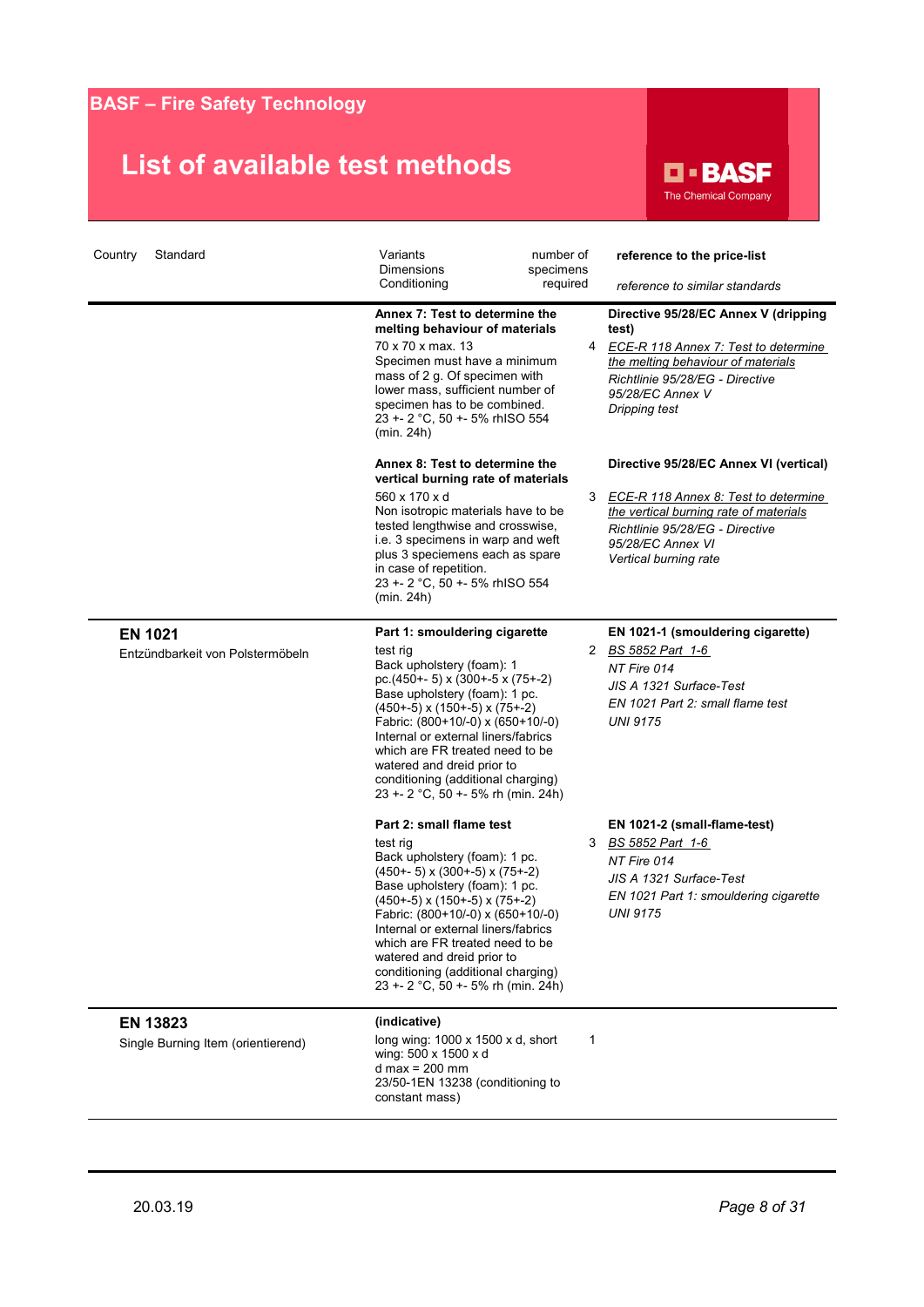# BASF – Fire Safety Technology

## List of available test methods

| Country | Standard | Variants<br>Dimensions<br>Conditioning | number of specimens required | **reference to the price-list**<br>*reference to similar standards* |
|---|---|---|---|---|
| | | **Annex 7: Test to determine the melting behaviour of materials**<br>70 x 70 x max. 13<br>Specimen must have a minimum mass of 2 g. Of specimen with lower mass, sufficient number of specimen has to be combined.<br>23 +- 2 °C, 50 +- 5% rhISO 554 (min. 24h) | 4 | **Directive 95/28/EC Annex V (dripping test)**<br>*ECE-R 118 Annex 7: Test to determine the melting behaviour of materials*<br>*Richtlinie 95/28/EG - Directive 95/28/EC Annex V*<br>*Dripping test* |
| | | **Annex 8: Test to determine the vertical burning rate of materials**<br>560 x 170 x d<br>Non isotropic materials have to be tested lengthwise and crosswise, i.e. 3 specimens in warp and weft plus 3 speciemens each as spare in case of repetition.<br>23 +- 2 °C, 50 +- 5% rhISO 554 (min. 24h) | 3 | **Directive 95/28/EC Annex VI (vertical)**<br>*ECE-R 118 Annex 8: Test to determine the vertical burning rate of materials*<br>*Richtlinie 95/28/EG - Directive 95/28/EC Annex VI*<br>*Vertical burning rate* |
| | **EN 1021**<br>Entzündbarkeit von Polstermöbeln | **Part 1: smouldering cigarette**<br>test rig<br>Back upholstery (foam): 1 pc.(450+- 5) x (300+-5 x (75+-2)<br>Base upholstery (foam): 1 pc. (450+-5) x (150+-5) x (75+-2)<br>Fabric: (800+10/-0) x (650+10/-0)<br>Internal or external liners/fabrics which are FR treated need to be watered and dreid prior to conditioning (additional charging)<br>23 +- 2 °C, 50 +- 5% rh (min. 24h) | 2 | **EN 1021-1 (smouldering cigarette)**<br>*BS 5852 Part 1-6*<br>*NT Fire 014*<br>*JIS A 1321 Surface-Test*<br>*EN 1021 Part 2: small flame test*<br>*UNI 9175* |
| | | **Part 2: small flame test**<br>test rig<br>Back upholstery (foam): 1 pc. (450+- 5) x (300+-5) x (75+-2)<br>Base upholstery (foam): 1 pc. (450+-5) x (150+-5) x (75+-2)<br>Fabric: (800+10/-0) x (650+10/-0)<br>Internal or external liners/fabrics which are FR treated need to be watered and dreid prior to conditioning (additional charging)<br>23 +- 2 °C, 50 +- 5% rh (min. 24h) | 3 | **EN 1021-2 (small-flame-test)**<br>*BS 5852 Part 1-6*<br>*NT Fire 014*<br>*JIS A 1321 Surface-Test*<br>*EN 1021 Part 1: smouldering cigarette*<br>*UNI 9175* |
| | **EN 13823**<br>Single Burning Item (orientierend) | **(indicative)**<br>long wing: 1000 x 1500 x d, short wing: 500 x 1500 x d<br>d max = 200 mm<br>23/50-1EN 13238 (conditioning to constant mass) | 1 | |

20.03.19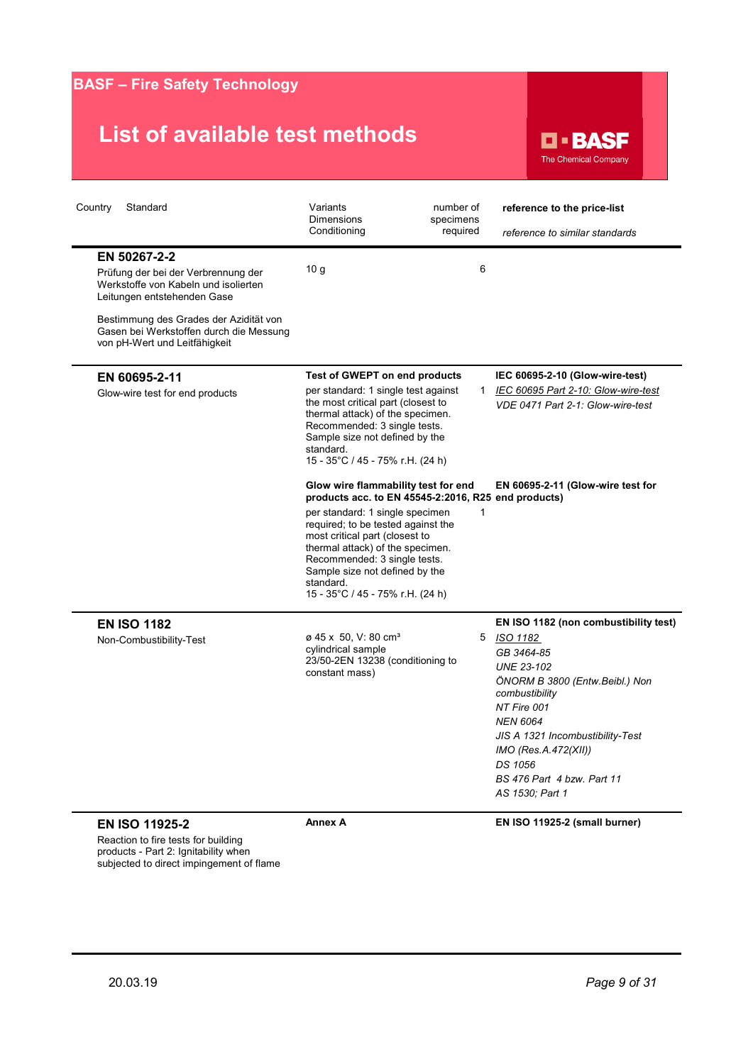# BASF – Fire Safety Technology

## List of available test methods

| Country | Standard | Variants<br>Dimensions<br>Conditioning | number of specimens required | **reference to the price-list**<br>*reference to similar standards* |
|---|---|---|---|---|
| | **EN 50267-2-2**<br>Prüfung der bei der Verbrennung der Werkstoffe von Kabeln und isolierten Leitungen entstehenden Gase<br><br>Bestimmung des Grades der Azidität von Gasen bei Werkstoffen durch die Messung von pH-Wert und Leitfähigkeit | 10 g | 6 | |
| | **EN 60695-2-11**<br>Glow-wire test for end products | **Test of GWEPT on end products**<br>per standard: 1 single test against the most critical part (closest to thermal attack) of the specimen. Recommended: 3 single tests. Sample size not defined by the standard.<br>15 - 35°C / 45 - 75% r.H. (24 h) | 1 | **IEC 60695-2-10 (Glow-wire-test)**<br>*IEC 60695 Part 2-10: Glow-wire-test*<br>*VDE 0471 Part 2-1: Glow-wire-test* |
| | | **Glow wire flammability test for end products acc. to EN 45545-2:2016, R25**<br>per standard: 1 single specimen required; to be tested against the most critical part (closest to thermal attack) of the specimen. Recommended: 3 single tests. Sample size not defined by the standard.<br>15 - 35°C / 45 - 75% r.H. (24 h) | 1 | **EN 60695-2-11 (Glow-wire test for end products)** |
| | **EN ISO 1182**<br>Non-Combustibility-Test | ø 45 x 50, V: 80 cm³<br>cylindrical sample<br>23/50-2EN 13238 (conditioning to constant mass) | 5 | **EN ISO 1182 (non combustibility test)**<br>*ISO 1182*<br>*GB 3464-85*<br>*UNE 23-102*<br>*ÖNORM B 3800 (Entw.Beibl.) Non combustibility*<br>*NT Fire 001*<br>*NEN 6064*<br>*JIS A 1321 Incombustibility-Test*<br>*IMO (Res.A.472(XII))*<br>*DS 1056*<br>*BS 476 Part 4 bzw. Part 11*<br>*AS 1530; Part 1* |
| | **EN ISO 11925-2**<br>Reaction to fire tests for building products - Part 2: Ignitability when subjected to direct impingement of flame | **Annex A** | | **EN ISO 11925-2 (small burner)** |

20.03.19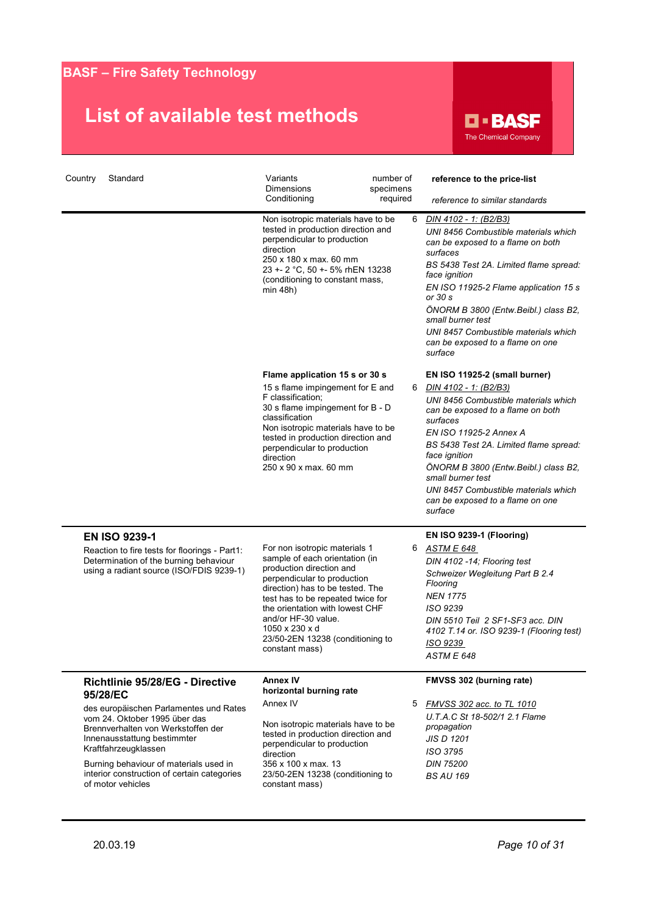## BASF – Fire Safety Technology

# List of available test methods

| Country | Standard | Variants<br>Dimensions<br>Conditioning | number of specimens required | **reference to the price-list**<br>*reference to similar standards* |
|---|---|---|---|---|
| | | Non isotropic materials have to be tested in production direction and perpendicular to production direction<br>250 x 180 x max. 60 mm<br>23 +- 2 °C, 50 +- 5% rhEN 13238 (conditioning to constant mass, min 48h) | 6 | *DIN 4102 - 1: (B2/B3)*<br>*UNI 8456 Combustible materials which can be exposed to a flame on both surfaces*<br>*BS 5438 Test 2A. Limited flame spread: face ignition*<br>*EN ISO 11925-2 Flame application 15 s or 30 s*<br>*ÖNORM B 3800 (Entw.Beibl.) class B2, small burner test*<br>*UNI 8457 Combustible materials which can be exposed to a flame on one surface* |
| | | **Flame application 15 s or 30 s**<br>15 s flame impingement for E and F classification;<br>30 s flame impingement for B - D classification<br>Non isotropic materials have to be tested in production direction and perpendicular to production direction<br>250 x 90 x max. 60 mm | 6 | **EN ISO 11925-2 (small burner)**<br>*DIN 4102 - 1: (B2/B3)*<br>*UNI 8456 Combustible materials which can be exposed to a flame on both surfaces*<br>*EN ISO 11925-2 Annex A*<br>*BS 5438 Test 2A. Limited flame spread: face ignition*<br>*ÖNORM B 3800 (Entw.Beibl.) class B2, small burner test*<br>*UNI 8457 Combustible materials which can be exposed to a flame on one surface* |
| | **EN ISO 9239-1**<br>Reaction to fire tests for floorings - Part1: Determination of the burning behaviour using a radiant source (ISO/FDIS 9239-1) | For non isotropic materials 1 sample of each orientation (in production direction and perpendicular to production direction) has to be tested. The test has to be repeated twice for the orientation with lowest CHF and/or HF-30 value.<br>1050 x 230 x d<br>23/50-2EN 13238 (conditioning to constant mass) | 6 | **EN ISO 9239-1 (Flooring)**<br>*ASTM E 648*<br>*DIN 4102 -14; Flooring test*<br>*Schweizer Wegleitung Part B 2.4 Flooring*<br>*NEN 1775*<br>*ISO 9239*<br>*DIN 5510 Teil 2 SF1-SF3 acc. DIN 4102 T.14 or. ISO 9239-1 (Flooring test)*<br>*ISO 9239*<br>*ASTM E 648* |
| | **Richtlinie 95/28/EG - Directive 95/28/EC**<br>des europäischen Parlamentes und Rates vom 24. Oktober 1995 über das Brennverhalten von Werkstoffen der Innenausstattung bestimmter Kraftfahrzeugklassen<br>Burning behaviour of materials used in interior construction of certain categories of motor vehicles | **Annex IV**<br>**horizontal burning rate**<br>Annex IV<br>Non isotropic materials have to be tested in production direction and perpendicular to production direction<br>356 x 100 x max. 13<br>23/50-2EN 13238 (conditioning to constant mass) | 5 | **FMVSS 302 (burning rate)**<br>*FMVSS 302 acc. to TL 1010*<br>*U.T.A.C St 18-502/1 2.1 Flame propagation*<br>*JIS D 1201*<br>*ISO 3795*<br>*DIN 75200*<br>*BS AU 169* |

20.03.19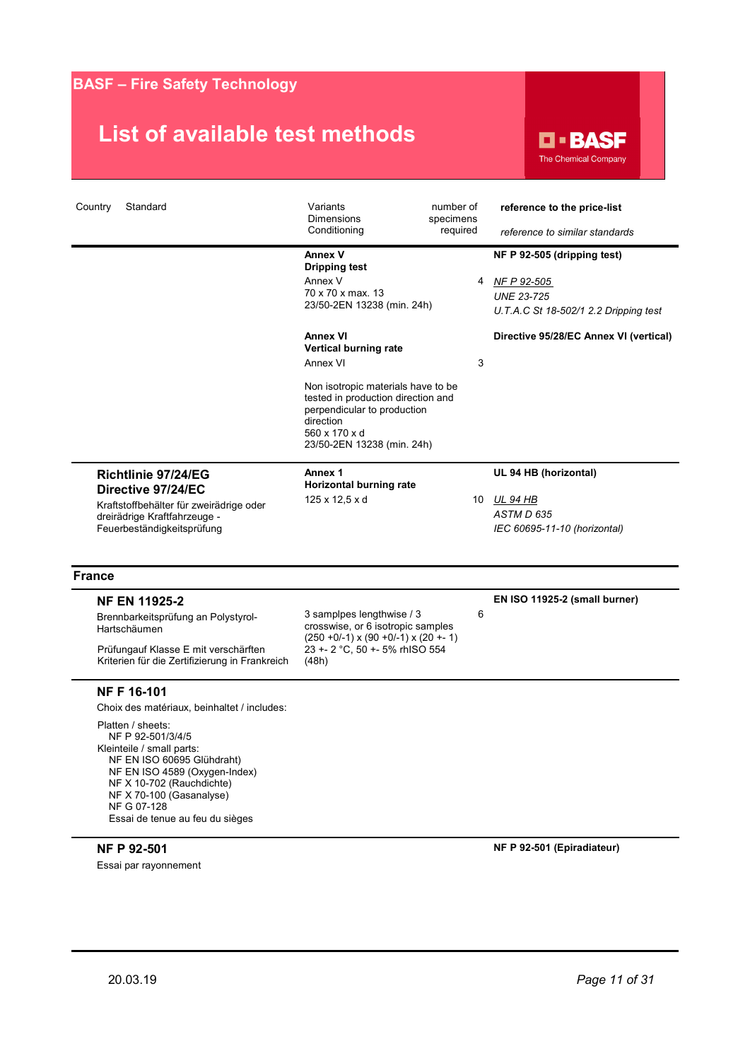# BASF – Fire Safety Technology

## List of available test methods

| Country | Standard | Variants Dimensions Conditioning | number of specimens required | reference to the price-list / *reference to similar standards* |
|---|---|---|---|---|
| | | **Annex V** **Dripping test** Annex V 70 x 70 x max. 13 23/50-2EN 13238 (min. 24h) | 4 | **NF P 92-505 (dripping test)** *NF P 92-505* *UNE 23-725* *U.T.A.C St 18-502/1 2.2 Dripping test* |
| | | **Annex VI** **Vertical burning rate** Annex VI Non isotropic materials have to be tested in production direction and perpendicular to production direction 560 x 170 x d 23/50-2EN 13238 (min. 24h) | 3 | **Directive 95/28/EC Annex VI (vertical)** |
| | **Richtlinie 97/24/EG** **Directive 97/24/EC** Kraftstoffbehälter für zweirädrige oder dreirädrige Kraftfahrzeuge - Feuerbeständigkeitsprüfung | **Annex 1** **Horizontal burning rate** 125 x 12,5 x d | 10 | **UL 94 HB (horizontal)** *UL 94 HB* *ASTM D 635* *IEC 60695-11-10 (horizontal)* |
| **France** | | | | |
| | **NF EN 11925-2** Brennbarkeitsprüfung an Polystyrol-Hartschäumen Prüfungauf Klasse E mit verschärften Kriterien für die Zertifizierung in Frankreich | 3 samplpes lengthwise / 3 crosswise, or 6 isotropic samples (250 +0/-1) x (90 +0/-1) x (20 +- 1) 23 +- 2 °C, 50 +- 5% rhISO 554 (48h) | 6 | **EN ISO 11925-2 (small burner)** |
| | **NF F 16-101** Choix des matériaux, beinhaltet / includes: Platten / sheets: NF P 92-501/3/4/5 Kleinteile / small parts: NF EN ISO 60695 Glühdraht) NF EN ISO 4589 (Oxygen-Index) NF X 10-702 (Rauchdichte) NF X 70-100 (Gasanalyse) NF G 07-128 Essai de tenue au feu du sièges | | | |
| | **NF P 92-501** Essai par rayonnement | | | **NF P 92-501 (Epiradiateur)** |

20.03.19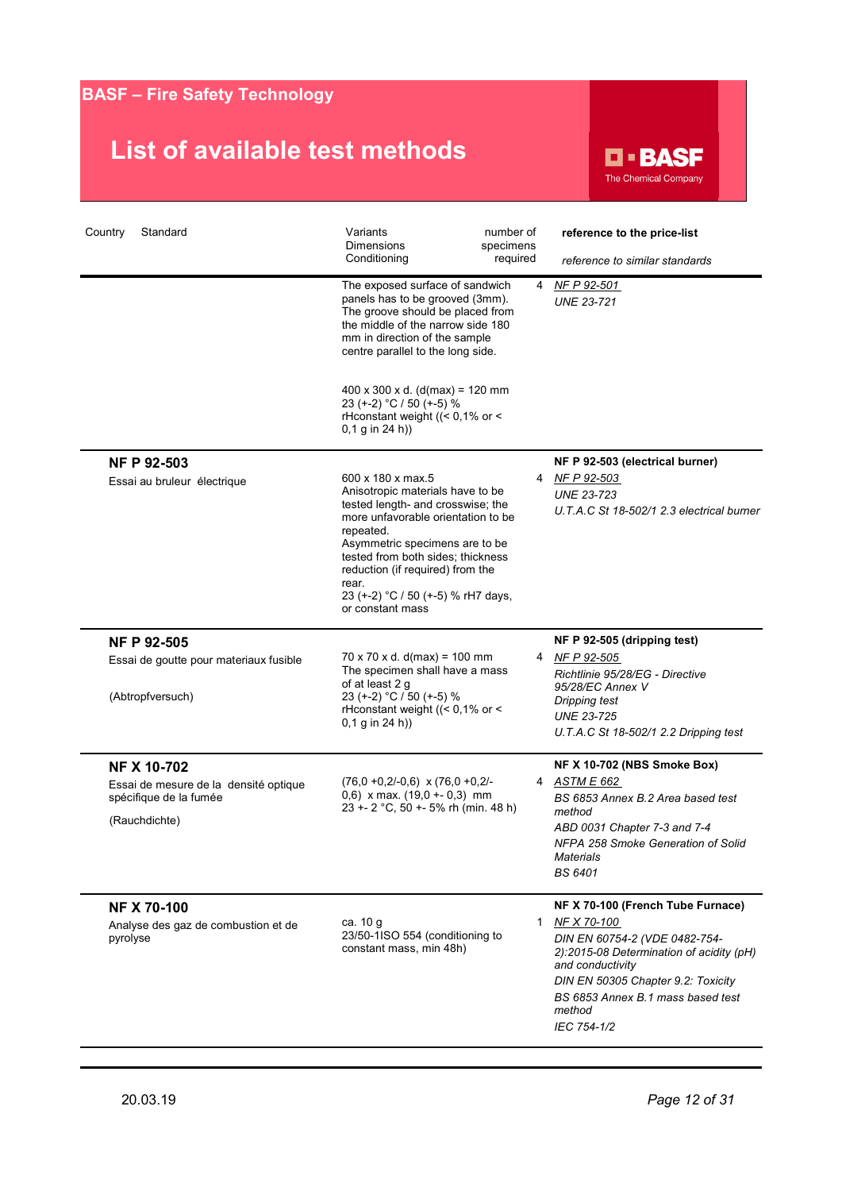# BASF – Fire Safety Technology

## List of available test methods

| Country | Standard | Variants Dimensions Conditioning | number of specimens required | **reference to the price-list** *reference to similar standards* |
|---|---|---|---|---|
| | | The exposed surface of sandwich panels has to be grooved (3mm). The groove should be placed from the middle of the narrow side 180 mm in direction of the sample centre parallel to the long side.<br><br>400 x 300 x d. (d(max) = 120 mm<br>23 (+-2) °C / 50 (+-5) %<br>rHconstant weight ((< 0,1% or < 0,1 g in 24 h)) | 4 | *NF P 92-501*<br>*UNE 23-721* |
| | **NF P 92-503**<br>Essai au bruleur électrique | 600 x 180 x max.5<br>Anisotropic materials have to be tested length- and crosswise; the more unfavorable orientation to be repeated.<br>Asymmetric specimens are to be tested from both sides; thickness reduction (if required) from the rear.<br>23 (+-2) °C / 50 (+-5) % rH7 days, or constant mass | 4 | **NF P 92-503 (electrical burner)**<br>*NF P 92-503*<br>*UNE 23-723*<br>*U.T.A.C St 18-502/1 2.3 electrical burner* |
| | **NF P 92-505**<br>Essai de goutte pour materiaux fusible<br><br>(Abtropfversuch) | 70 x 70 x d. d(max) = 100 mm<br>The specimen shall have a mass of at least 2 g<br>23 (+-2) °C / 50 (+-5) %<br>rHconstant weight ((< 0,1% or < 0,1 g in 24 h)) | 4 | **NF P 92-505 (dripping test)**<br>*NF P 92-505*<br>*Richtlinie 95/28/EG - Directive 95/28/EC Annex V Dripping test*<br>*UNE 23-725*<br>*U.T.A.C St 18-502/1 2.2 Dripping test* |
| | **NF X 10-702**<br>Essai de mesure de la densité optique spécifique de la fumée<br><br>(Rauchdichte) | (76,0 +0,2/-0,6) x (76,0 +0,2/-0,6) x max. (19,0 +- 0,3) mm<br>23 +- 2 °C, 50 +- 5% rh (min. 48 h) | 4 | **NF X 10-702 (NBS Smoke Box)**<br>*ASTM E 662*<br>*BS 6853 Annex B.2 Area based test method*<br>*ABD 0031 Chapter 7-3 and 7-4*<br>*NFPA 258 Smoke Generation of Solid Materials*<br>*BS 6401* |
| | **NF X 70-100**<br>Analyse des gaz de combustion et de pyrolyse | ca. 10 g<br>23/50-1ISO 554 (conditioning to constant mass, min 48h) | 1 | **NF X 70-100 (French Tube Furnace)**<br>*NF X 70-100*<br>*DIN EN 60754-2 (VDE 0482-754-2):2015-08 Determination of acidity (pH) and conductivity*<br>*DIN EN 50305 Chapter 9.2: Toxicity*<br>*BS 6853 Annex B.1 mass based test method*<br>*IEC 754-1/2* |

20.03.19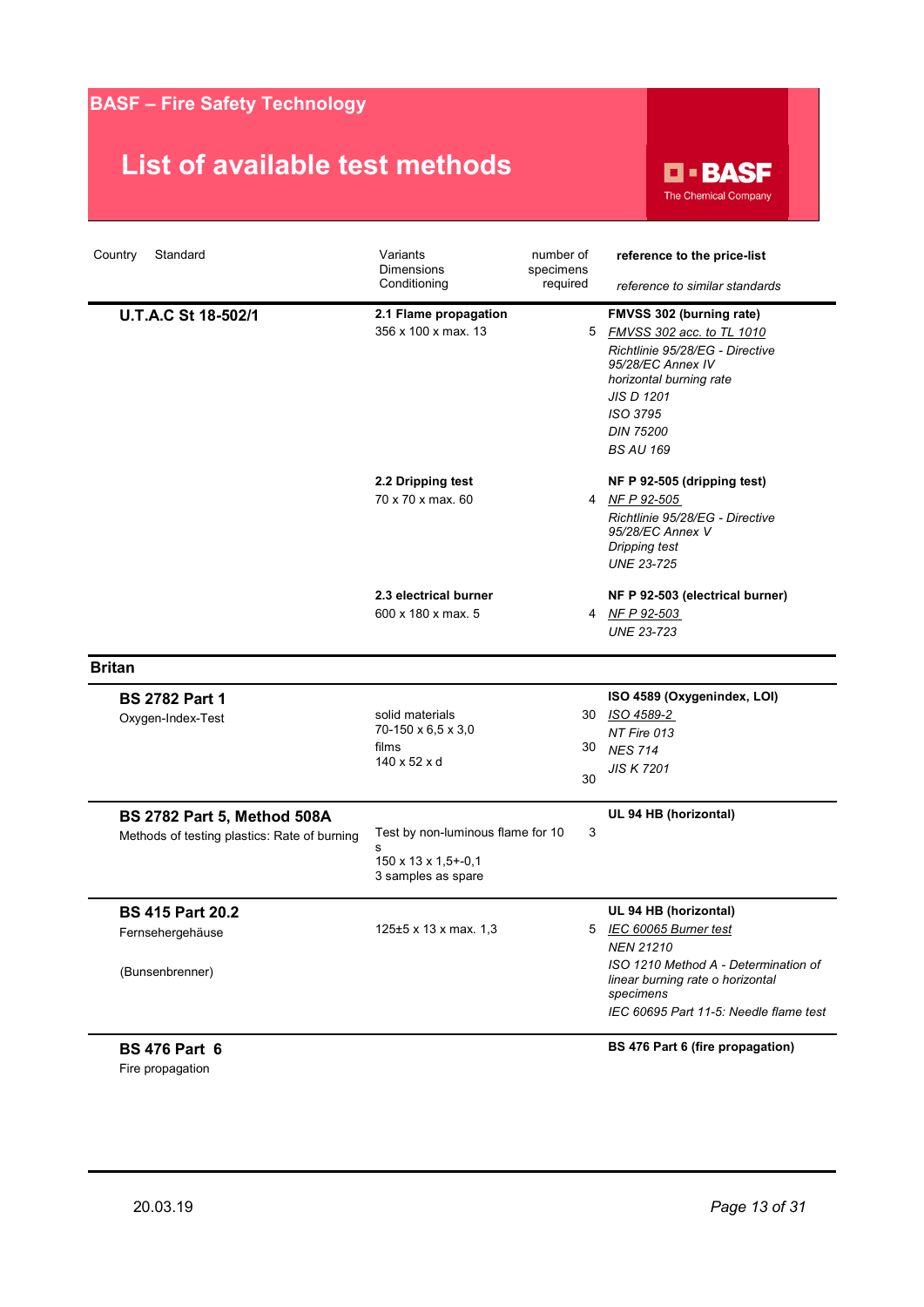# BASF – Fire Safety Technology

## List of available test methods

BASF The Chemical Company

| Country | Standard | Variants Dimensions Conditioning | number of specimens required | reference to the price-list *reference to similar standards* |
|---|---|---|---|---|
| | **U.T.A.C St 18-502/1** | **2.1 Flame propagation** 356 x 100 x max. 13 | 5 | **FMVSS 302 (burning rate)** *FMVSS 302 acc. to TL 1010* *Richtlinie 95/28/EG - Directive 95/28/EC Annex IV horizontal burning rate* *JIS D 1201* *ISO 3795* *DIN 75200* *BS AU 169* |
| | | **2.2 Dripping test** 70 x 70 x max. 60 | 4 | **NF P 92-505 (dripping test)** *NF P 92-505* *Richtlinie 95/28/EG - Directive 95/28/EC Annex V Dripping test* *UNE 23-725* |
| | | **2.3 electrical burner** 600 x 180 x max. 5 | 4 | **NF P 92-503 (electrical burner)** *NF P 92-503* *UNE 23-723* |
| **Britan** | | | | |
| | **BS 2782 Part 1** Oxygen-Index-Test | solid materials 70-150 x 6,5 x 3,0 films 140 x 52 x d | 30 30 30 | **ISO 4589 (Oxygenindex, LOI)** *ISO 4589-2* *NT Fire 013* *NES 714* *JIS K 7201* |
| | **BS 2782 Part 5, Method 508A** Methods of testing plastics: Rate of burning | Test by non-luminous flame for 10 s 150 x 13 x 1,5+-0,1 3 samples as spare | 3 | **UL 94 HB (horizontal)** |
| | **BS 415 Part 20.2** Fernsehergehäuse (Bunsenbrenner) | 125±5 x 13 x max. 1,3 | 5 | **UL 94 HB (horizontal)** *IEC 60065 Burner test* *NEN 21210* *ISO 1210 Method A - Determination of linear burning rate o horizontal specimens* *IEC 60695 Part 11-5: Needle flame test* |
| | **BS 476 Part 6** Fire propagation | | | **BS 476 Part 6 (fire propagation)** |

20.03.19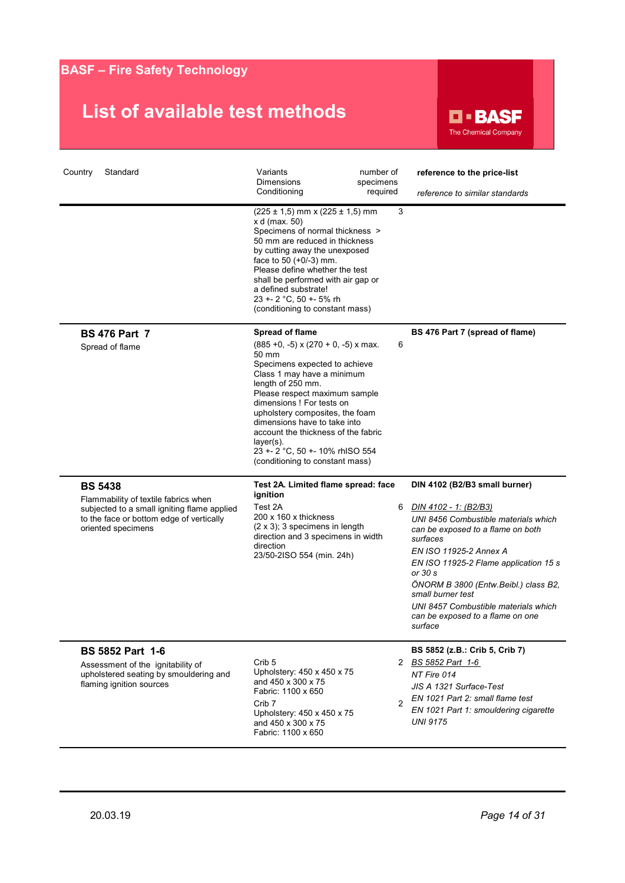# BASF – Fire Safety Technology

## List of available test methods

| Country | Standard | Variants<br>Dimensions<br>Conditioning | number of specimens required | **reference to the price-list**<br>*reference to similar standards* |
|---|---|---|---|---|
| | | (225 ± 1,5) mm x (225 ± 1,5) mm x d (max. 50)<br>Specimens of normal thickness > 50 mm are reduced in thickness by cutting away the unexposed face to 50 (+0/-3) mm.<br>Please define whether the test shall be performed with air gap or a defined substrate!<br>23 +- 2 °C, 50 +- 5% rh<br>(conditioning to constant mass) | 3 | |
| | **BS 476 Part 7**<br>Spread of flame | **Spread of flame**<br>(885 +0, -5) x (270 + 0, -5) x max. 50 mm<br>Specimens expected to achieve Class 1 may have a minimum length of 250 mm.<br>Please respect maximum sample dimensions ! For tests on upholstery composites, the foam dimensions have to take into account the thickness of the fabric layer(s).<br>23 +- 2 °C, 50 +- 10% rhISO 554<br>(conditioning to constant mass) | 6 | **BS 476 Part 7 (spread of flame)** |
| | **BS 5438**<br>Flammability of textile fabrics when subjected to a small igniting flame applied to the face or bottom edge of vertically oriented specimens | **Test 2A. Limited flame spread: face ignition**<br>Test 2A<br>200 x 160 x thickness<br>(2 x 3); 3 specimens in length direction and 3 specimens in width direction<br>23/50-2ISO 554 (min. 24h) | 6 | **DIN 4102 (B2/B3 small burner)**<br>*DIN 4102 - 1: (B2/B3)*<br>*UNI 8456 Combustible materials which can be exposed to a flame on both surfaces*<br>*EN ISO 11925-2 Annex A*<br>*EN ISO 11925-2 Flame application 15 s or 30 s*<br>*ÖNORM B 3800 (Entw.Beibl.) class B2, small burner test*<br>*UNI 8457 Combustible materials which can be exposed to a flame on one surface* |
| | **BS 5852 Part 1-6**<br>Assessment of the ignitability of upholstered seating by smouldering and flaming ignition sources | Crib 5<br>Upholstery: 450 x 450 x 75 and 450 x 300 x 75<br>Fabric: 1100 x 650<br>Crib 7<br>Upholstery: 450 x 450 x 75 and 450 x 300 x 75<br>Fabric: 1100 x 650 | 2<br><br><br><br>2 | **BS 5852 (z.B.: Crib 5, Crib 7)**<br>*BS 5852 Part 1-6*<br>*NT Fire 014*<br>*JIS A 1321 Surface-Test*<br>*EN 1021 Part 2: small flame test*<br>*EN 1021 Part 1: smouldering cigarette*<br>*UNI 9175* |

20.03.19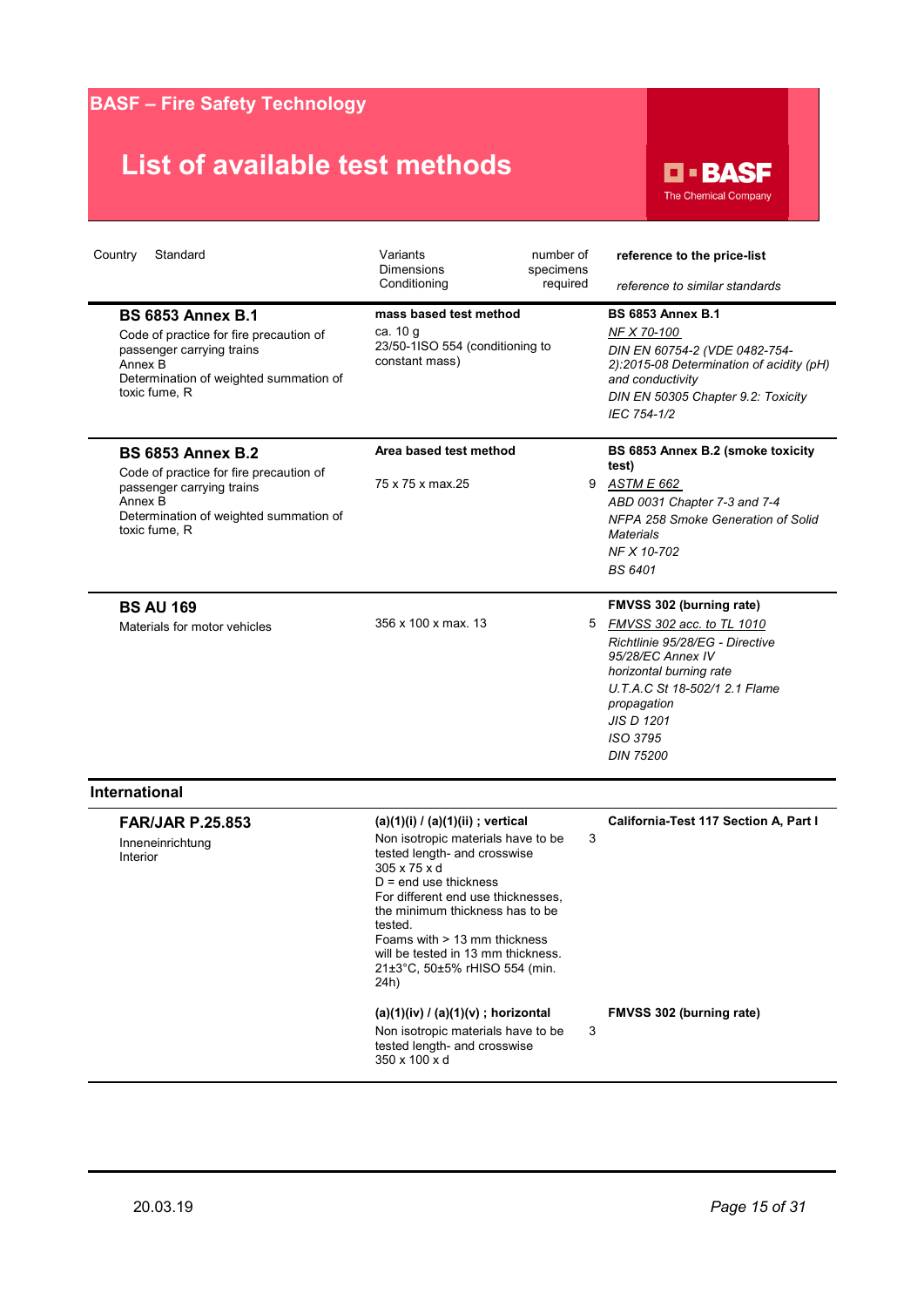# BASF – Fire Safety Technology

## List of available test methods

BASF The Chemical Company

| Country | Standard | Variants Dimensions Conditioning | number of specimens required | **reference to the price-list** *reference to similar standards* |
|---|---|---|---|---|
| | **BS 6853 Annex B.1** Code of practice for fire precaution of passenger carrying trains Annex B Determination of weighted summation of toxic fume, R | **mass based test method** ca. 10 g 23/50-1ISO 554 (conditioning to constant mass) | | **BS 6853 Annex B.1** *NF X 70-100* *DIN EN 60754-2 (VDE 0482-754-2):2015-08 Determination of acidity (pH) and conductivity* *DIN EN 50305 Chapter 9.2: Toxicity* *IEC 754-1/2* |
| | **BS 6853 Annex B.2** Code of practice for fire precaution of passenger carrying trains Annex B Determination of weighted summation of toxic fume, R | **Area based test method** 75 x 75 x max.25 | 9 | **BS 6853 Annex B.2 (smoke toxicity test)** *ASTM E 662* *ABD 0031 Chapter 7-3 and 7-4* *NFPA 258 Smoke Generation of Solid Materials* *NF X 10-702* *BS 6401* |
| | **BS AU 169** Materials for motor vehicles | 356 x 100 x max. 13 | 5 | **FMVSS 302 (burning rate)** *FMVSS 302 acc. to TL 1010* *Richtlinie 95/28/EG - Directive 95/28/EC Annex IV horizontal burning rate* *U.T.A.C St 18-502/1 2.1 Flame propagation* *JIS D 1201* *ISO 3795* *DIN 75200* |
| **International** | | | | |
| | **FAR/JAR P.25.853** Inneneinrichtung Interior | **(a)(1)(i) / (a)(1)(ii) ; vertical** Non isotropic materials have to be tested length- and crosswise 305 x 75 x d D = end use thickness For different end use thicknesses, the minimum thickness has to be tested. Foams with > 13 mm thickness will be tested in 13 mm thickness. 21±3°C, 50±5% rHISO 554 (min. 24h) | 3 | **California-Test 117 Section A, Part I** |
| | | **(a)(1)(iv) / (a)(1)(v) ; horizontal** Non isotropic materials have to be tested length- and crosswise 350 x 100 x d | 3 | **FMVSS 302 (burning rate)** |

20.03.19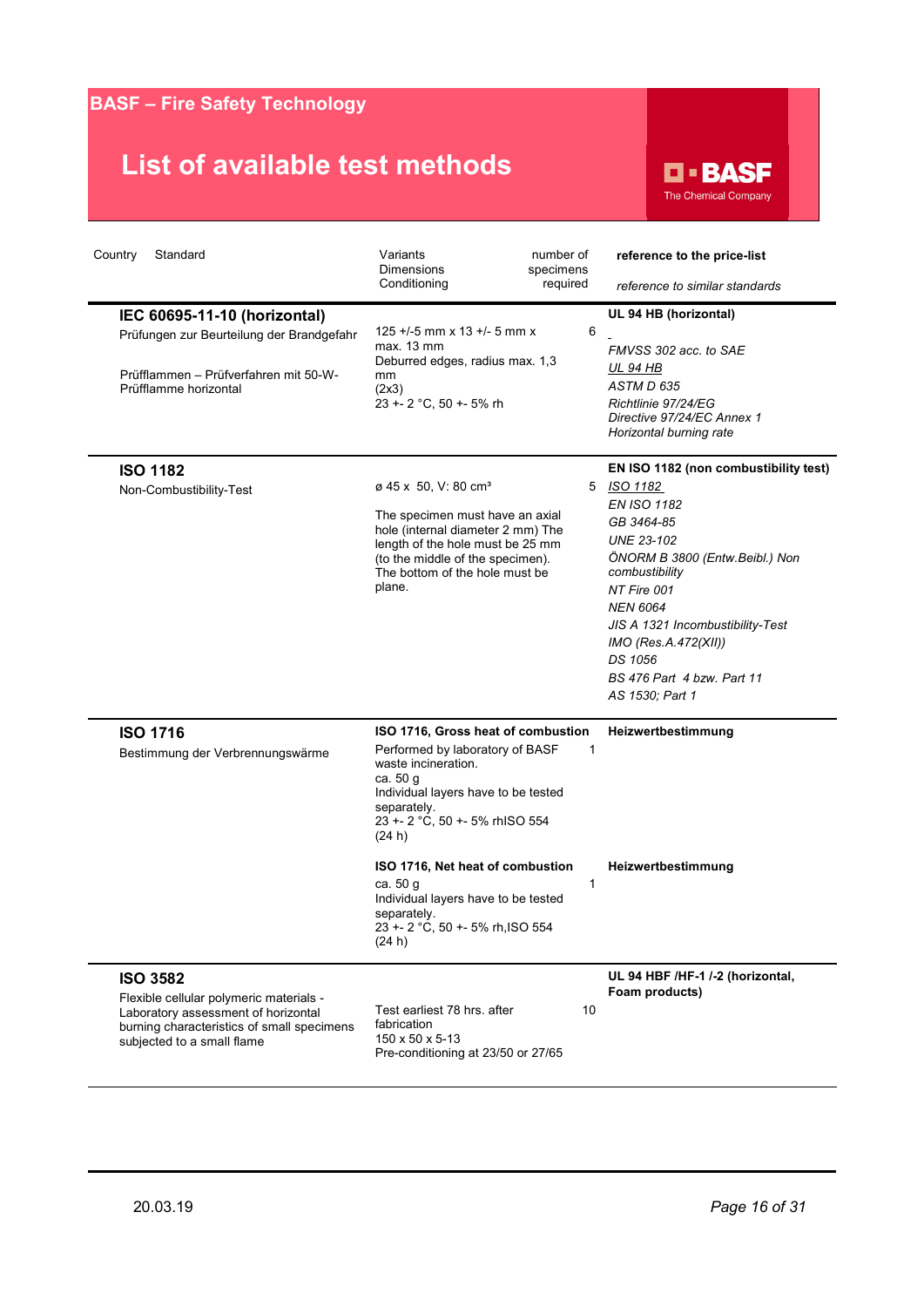# BASF – Fire Safety Technology

## List of available test methods

| Country | Standard | Variants Dimensions Conditioning | number of specimens required | reference to the price-list / *reference to similar standards* |
|---|---|---|---|---|
| | **IEC 60695-11-10 (horizontal)**<br>Prüfungen zur Beurteilung der Brandgefahr<br><br>Prüfflammen – Prüfverfahren mit 50-W-Prüfflamme horizontal | 125 +/-5 mm x 13 +/- 5 mm x max. 13 mm<br>Deburred edges, radius max. 1,3 mm<br>(2x3)<br>23 +- 2 °C, 50 +- 5% rh | 6 | **UL 94 HB (horizontal)**<br>*FMVSS 302 acc. to SAE*<br>*UL 94 HB*<br>*ASTM D 635*<br>*Richtlinie 97/24/EG*<br>*Directive 97/24/EC Annex 1*<br>*Horizontal burning rate* |
| | **ISO 1182**<br>Non-Combustibility-Test | ø 45 x 50, V: 80 cm³<br><br>The specimen must have an axial hole (internal diameter 2 mm) The length of the hole must be 25 mm (to the middle of the specimen). The bottom of the hole must be plane. | 5 | **EN ISO 1182 (non combustibility test)**<br>*ISO 1182*<br>*EN ISO 1182*<br>*GB 3464-85*<br>*UNE 23-102*<br>*ÖNORM B 3800 (Entw.Beibl.) Non combustibility*<br>*NT Fire 001*<br>*NEN 6064*<br>*JIS A 1321 Incombustibility-Test*<br>*IMO (Res.A.472(XII))*<br>*DS 1056*<br>*BS 476 Part 4 bzw. Part 11*<br>*AS 1530; Part 1* |
| | **ISO 1716**<br>Bestimmung der Verbrennungswärme | **ISO 1716, Gross heat of combustion**<br>Performed by laboratory of BASF waste incineration.<br>ca. 50 g<br>Individual layers have to be tested separately.<br>23 +- 2 °C, 50 +- 5% rhISO 554 (24 h) | 1 | **Heizwertbestimmung** |
| | | **ISO 1716, Net heat of combustion**<br>ca. 50 g<br>Individual layers have to be tested separately.<br>23 +- 2 °C, 50 +- 5% rh,ISO 554 (24 h) | 1 | **Heizwertbestimmung** |
| | **ISO 3582**<br>Flexible cellular polymeric materials - Laboratory assessment of horizontal burning characteristics of small specimens subjected to a small flame | Test earliest 78 hrs. after fabrication<br>150 x 50 x 5-13<br>Pre-conditioning at 23/50 or 27/65 | 10 | **UL 94 HBF /HF-1 /-2 (horizontal, Foam products)** |

20.03.19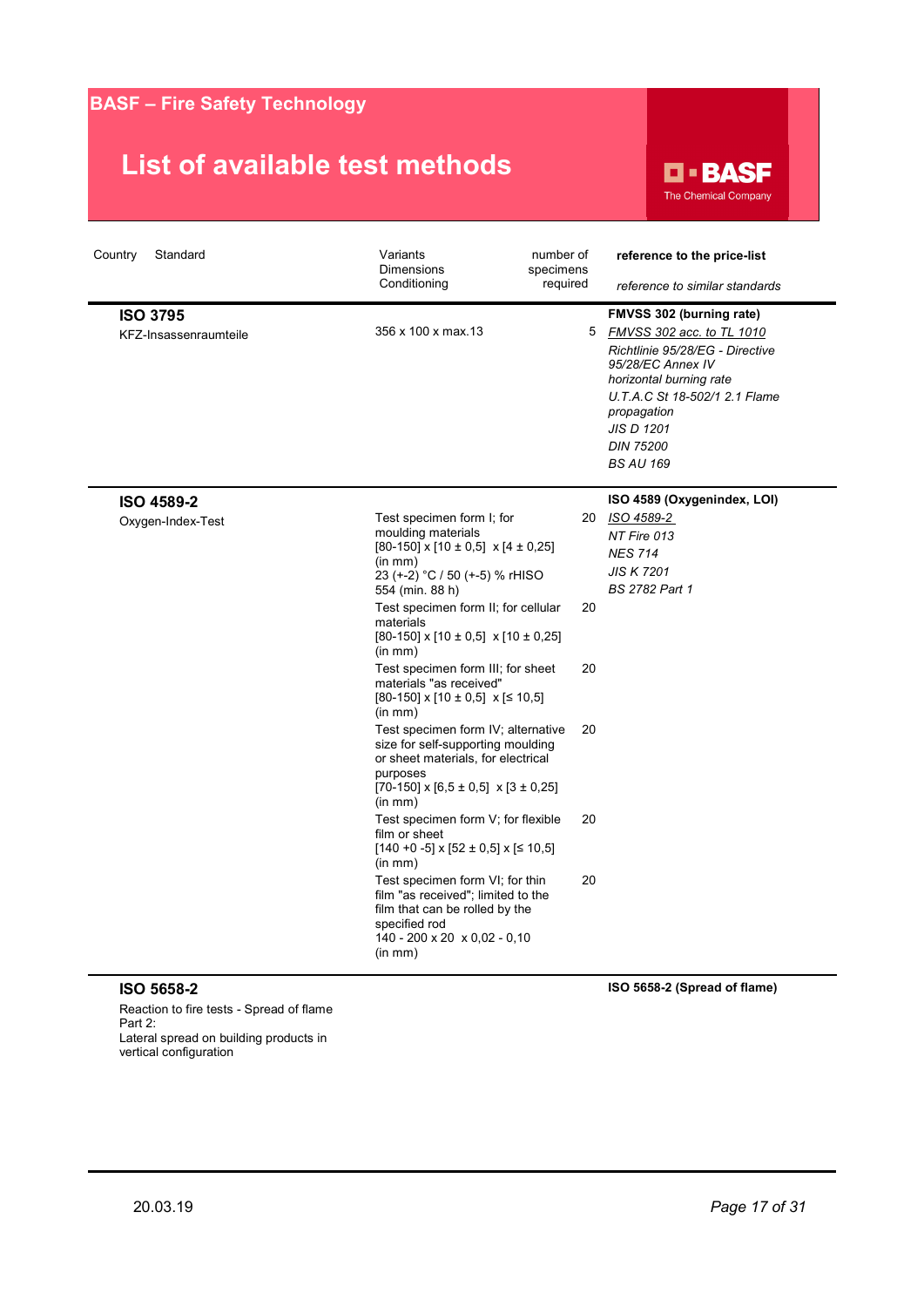# BASF – Fire Safety Technology

## List of available test methods

| Country | Standard | Variants Dimensions Conditioning | number of specimens required | reference to the price-list / *reference to similar standards* |
|---|---|---|---|---|
| | **ISO 3795** KFZ-Insassenraumteile | 356 x 100 x max.13 | 5 | **FMVSS 302 (burning rate)** *FMVSS 302 acc. to TL 1010* *Richtlinie 95/28/EG - Directive 95/28/EC Annex IV horizontal burning rate* *U.T.A.C St 18-502/1 2.1 Flame propagation* *JIS D 1201* *DIN 75200* *BS AU 169* |
| | **ISO 4589-2** Oxygen-Index-Test | Test specimen form I; for moulding materials [80-150] x [10 ± 0,5] x [4 ± 0,25] (in mm) 23 (+-2) °C / 50 (+-5) % rHISO 554 (min. 88 h) | 20 | **ISO 4589 (Oxygenindex, LOI)** *ISO 4589-2* *NT Fire 013* *NES 714* *JIS K 7201* *BS 2782 Part 1* |
| | | Test specimen form II; for cellular materials [80-150] x [10 ± 0,5] x [10 ± 0,25] (in mm) | 20 | |
| | | Test specimen form III; for sheet materials "as received" [80-150] x [10 ± 0,5] x [≤ 10,5] (in mm) | 20 | |
| | | Test specimen form IV; alternative size for self-supporting moulding or sheet materials, for electrical purposes [70-150] x [6,5 ± 0,5] x [3 ± 0,25] (in mm) | 20 | |
| | | Test specimen form V; for flexible film or sheet [140 +0 -5] x [52 ± 0,5] x [≤ 10,5] (in mm) | 20 | |
| | | Test specimen form VI; for thin film "as received"; limited to the film that can be rolled by the specified rod 140 - 200 x 20 x 0,02 - 0,10 (in mm) | 20 | |
| | **ISO 5658-2** Reaction to fire tests - Spread of flame Part 2: Lateral spread on building products in vertical configuration | | | **ISO 5658-2 (Spread of flame)** |

20.03.19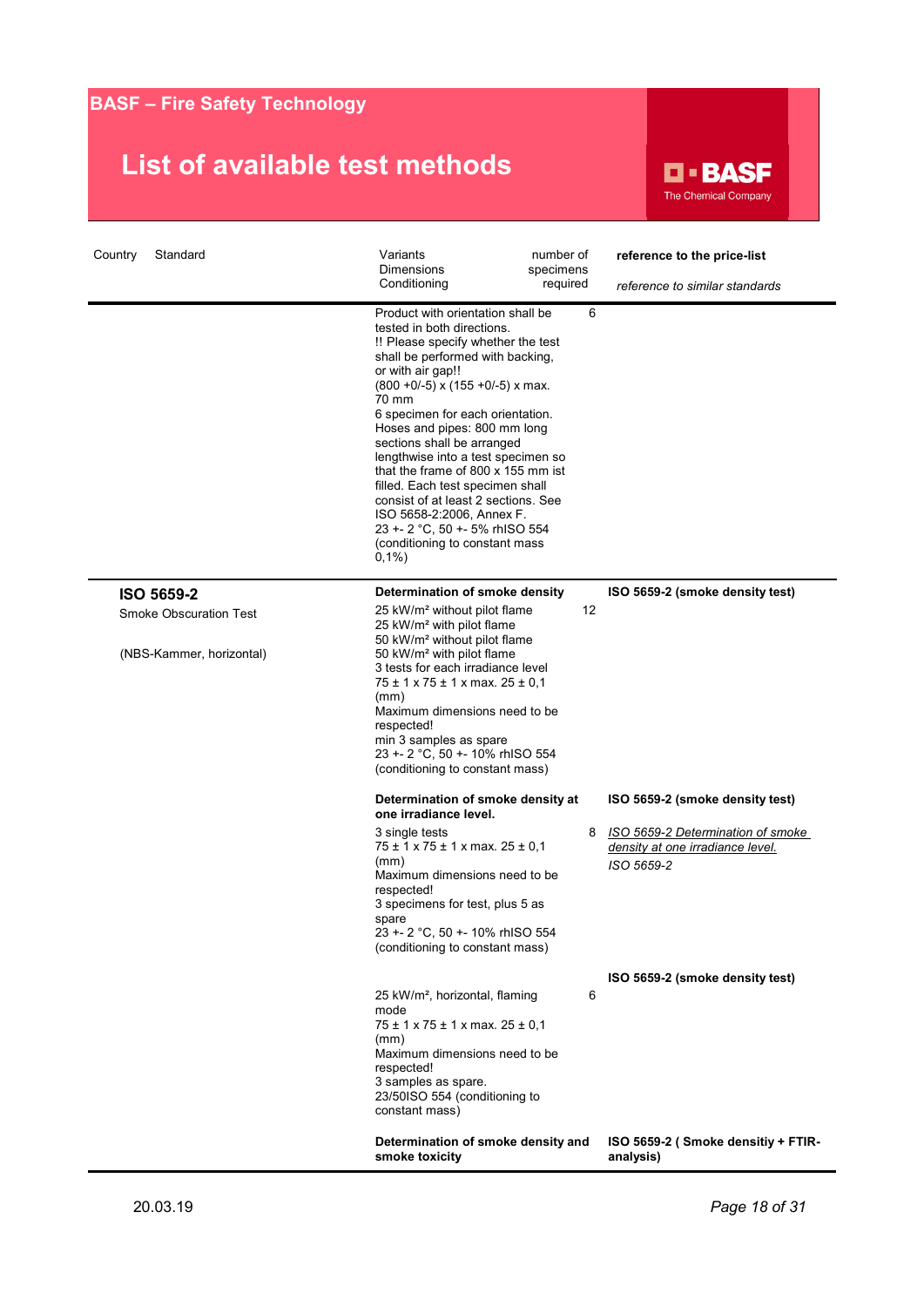# BASF – Fire Safety Technology

## List of available test methods

| Country | Standard | Variants<br>Dimensions<br>Conditioning | number of specimens required | **reference to the price-list**<br><br>*reference to similar standards* |
|---|---|---|---|---|
| | | Product with orientation shall be tested in both directions.<br>!! Please specify whether the test shall be performed with backing, or with air gap!!<br>(800 +0/-5) x (155 +0/-5) x max. 70 mm<br>6 specimen for each orientation.<br>Hoses and pipes: 800 mm long sections shall be arranged lengthwise into a test specimen so that the frame of 800 x 155 mm ist filled. Each test specimen shall consist of at least 2 sections. See ISO 5658-2:2006, Annex F.<br>23 +- 2 °C, 50 +- 5% rhISO 554 (conditioning to constant mass 0,1%) | 6 | |
| | **ISO 5659-2**<br>Smoke Obscuration Test<br><br>(NBS-Kammer, horizontal) | **Determination of smoke density**<br>25 kW/m² without pilot flame<br>25 kW/m² with pilot flame<br>50 kW/m² without pilot flame<br>50 kW/m² with pilot flame<br>3 tests for each irradiance level<br>75 ± 1 x 75 ± 1 x max. 25 ± 0,1 (mm)<br>Maximum dimensions need to be respected!<br>min 3 samples as spare<br>23 +- 2 °C, 50 +- 10% rhISO 554 (conditioning to constant mass) | 12 | **ISO 5659-2 (smoke density test)** |
| | | **Determination of smoke density at one irradiance level.**<br>3 single tests<br>75 ± 1 x 75 ± 1 x max. 25 ± 0,1 (mm)<br>Maximum dimensions need to be respected!<br>3 specimens for test, plus 5 as spare<br>23 +- 2 °C, 50 +- 10% rhISO 554 (conditioning to constant mass) | 8 | **ISO 5659-2 (smoke density test)**<br><br>*ISO 5659-2 Determination of smoke density at one irradiance level.*<br>*ISO 5659-2* |
| | | 25 kW/m², horizontal, flaming mode<br>75 ± 1 x 75 ± 1 x max. 25 ± 0,1 (mm)<br>Maximum dimensions need to be respected!<br>3 samples as spare.<br>23/50ISO 554 (conditioning to constant mass) | 6 | **ISO 5659-2 (smoke density test)** |
| | | **Determination of smoke density and smoke toxicity** | | **ISO 5659-2 ( Smoke densitiy + FTIR-analysis)** |

20.03.19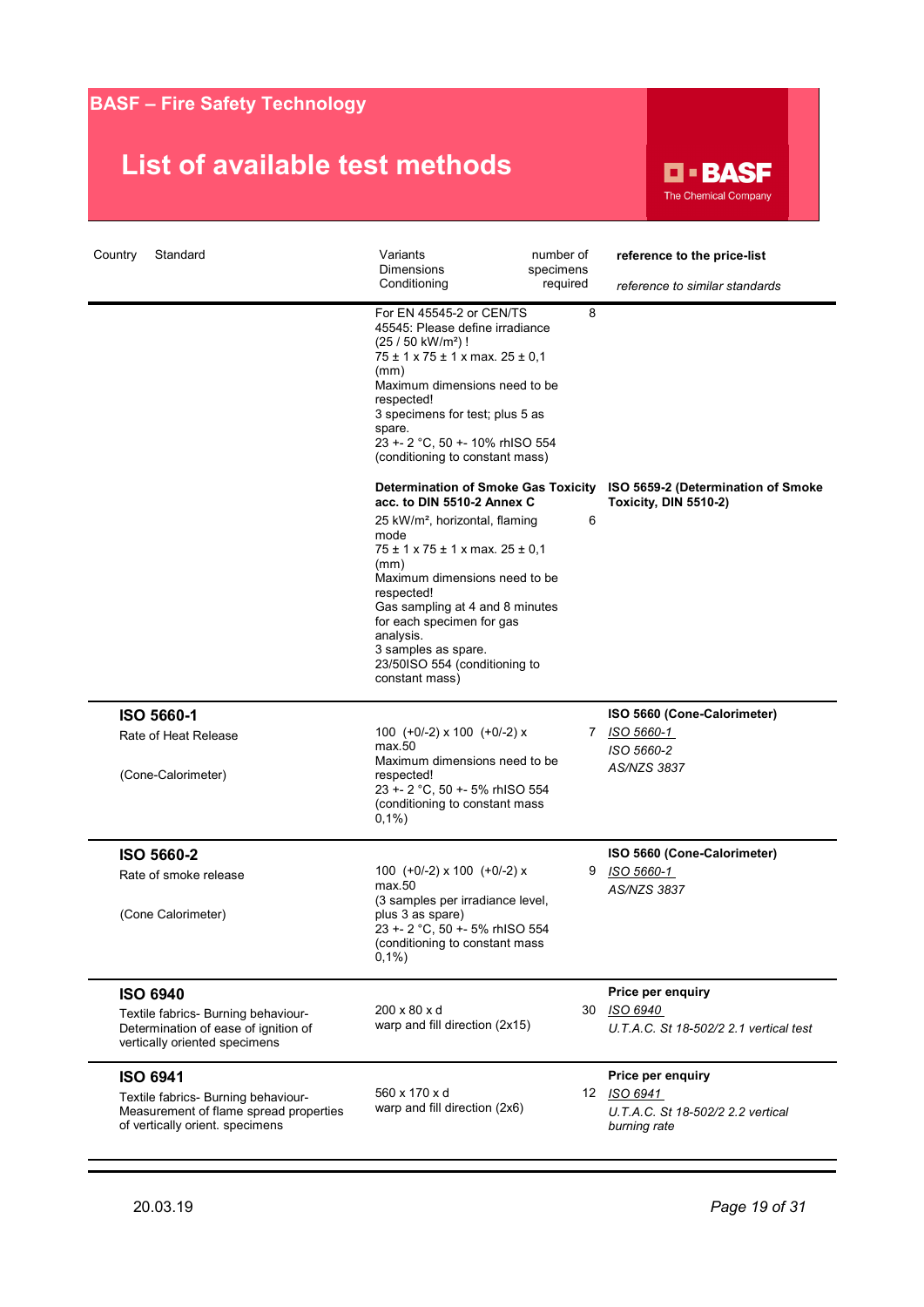# BASF – Fire Safety Technology

## List of available test methods

| Country | Standard | Variants Dimensions Conditioning | number of specimens required | **reference to the price-list** *reference to similar standards* |
|---|---|---|---|---|
| | | For EN 45545-2 or CEN/TS 45545: Please define irradiance (25 / 50 kW/m²) ! 75 ± 1 x 75 ± 1 x max. 25 ± 0,1 (mm) Maximum dimensions need to be respected! 3 specimens for test; plus 5 as spare. 23 +- 2 °C, 50 +- 10% rhISO 554 (conditioning to constant mass) | 8 | |
| | | **Determination of Smoke Gas Toxicity acc. to DIN 5510-2 Annex C** 25 kW/m², horizontal, flaming mode 75 ± 1 x 75 ± 1 x max. 25 ± 0,1 (mm) Maximum dimensions need to be respected! Gas sampling at 4 and 8 minutes for each specimen for gas analysis. 3 samples as spare. 23/50ISO 554 (conditioning to constant mass) | 6 | **ISO 5659-2 (Determination of Smoke Toxicity, DIN 5510-2)** |
| | **ISO 5660-1** Rate of Heat Release (Cone-Calorimeter) | 100 (+0/-2) x 100 (+0/-2) x max.50 Maximum dimensions need to be respected! 23 +- 2 °C, 50 +- 5% rhISO 554 (conditioning to constant mass 0,1%) | 7 | **ISO 5660 (Cone-Calorimeter)** *ISO 5660-1* *ISO 5660-2* *AS/NZS 3837* |
| | **ISO 5660-2** Rate of smoke release (Cone Calorimeter) | 100 (+0/-2) x 100 (+0/-2) x max.50 (3 samples per irradiance level, plus 3 as spare) 23 +- 2 °C, 50 +- 5% rhISO 554 (conditioning to constant mass 0,1%) | 9 | **ISO 5660 (Cone-Calorimeter)** *ISO 5660-1* *AS/NZS 3837* |
| | **ISO 6940** Textile fabrics- Burning behaviour- Determination of ease of ignition of vertically oriented specimens | 200 x 80 x d warp and fill direction (2x15) | 30 | **Price per enquiry** *ISO 6940* *U.T.A.C. St 18-502/2 2.1 vertical test* |
| | **ISO 6941** Textile fabrics- Burning behaviour- Measurement of flame spread properties of vertically orient. specimens | 560 x 170 x d warp and fill direction (2x6) | 12 | **Price per enquiry** *ISO 6941* *U.T.A.C. St 18-502/2 2.2 vertical burning rate* |

20.03.19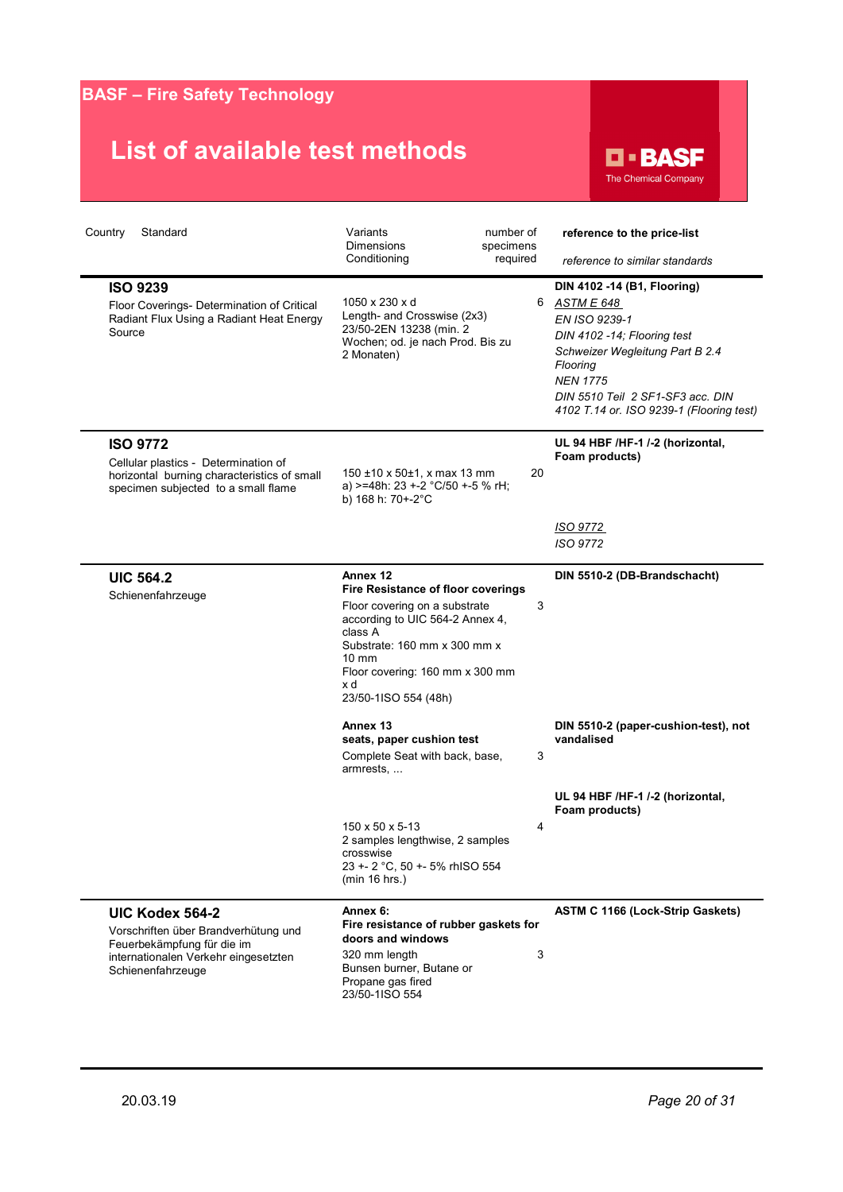# BASF – Fire Safety Technology

## List of available test methods

| Country | Standard | Variants / Dimensions / Conditioning | number of specimens required | **reference to the price-list** / *reference to similar standards* |
|---|---|---|---|---|
| | **ISO 9239**<br>Floor Coverings- Determination of Critical Radiant Flux Using a Radiant Heat Energy Source | 1050 x 230 x d<br>Length- and Crosswise (2x3)<br>23/50-2EN 13238 (min. 2 Wochen; od. je nach Prod. Bis zu 2 Monaten) | 6 | **DIN 4102 -14 (B1, Flooring)**<br>*ASTM E 648*<br>*EN ISO 9239-1*<br>*DIN 4102 -14; Flooring test*<br>*Schweizer Wegleitung Part B 2.4 Flooring*<br>*NEN 1775*<br>*DIN 5510 Teil 2 SF1-SF3 acc. DIN 4102 T.14 or. ISO 9239-1 (Flooring test)* |
| | **ISO 9772**<br>Cellular plastics - Determination of horizontal burning characteristics of small specimen subjected to a small flame | 150 ±10 x 50±1, x max 13 mm<br>a) >=48h: 23 +-2 °C/50 +-5 % rH;<br>b) 168 h: 70+-2°C | 20 | **UL 94 HBF /HF-1 /-2 (horizontal, Foam products)**<br>*ISO 9772*<br>*ISO 9772* |
| | **UIC 564.2**<br>Schienenfahrzeuge | **Annex 12**<br>**Fire Resistance of floor coverings**<br>Floor covering on a substrate according to UIC 564-2 Annex 4, class A<br>Substrate: 160 mm x 300 mm x 10 mm<br>Floor covering: 160 mm x 300 mm x d<br>23/50-1ISO 554 (48h) | 3 | **DIN 5510-2 (DB-Brandschacht)** |
| | | **Annex 13**<br>**seats, paper cushion test**<br>Complete Seat with back, base, armrests, ... | 3 | **DIN 5510-2 (paper-cushion-test), not vandalised** |
| | | 150 x 50 x 5-13<br>2 samples lengthwise, 2 samples crosswise<br>23 +- 2 °C, 50 +- 5% rhISO 554 (min 16 hrs.) | 4 | **UL 94 HBF /HF-1 /-2 (horizontal, Foam products)** |
| | **UIC Kodex 564-2**<br>Vorschriften über Brandverhütung und Feuerbekämpfung für die im internationalen Verkehr eingesetzten Schienenfahrzeuge | **Annex 6:**<br>**Fire resistance of rubber gaskets for doors and windows**<br>320 mm length<br>Bunsen burner, Butane or Propane gas fired<br>23/50-1ISO 554 | 3 | **ASTM C 1166 (Lock-Strip Gaskets)** |

20.03.19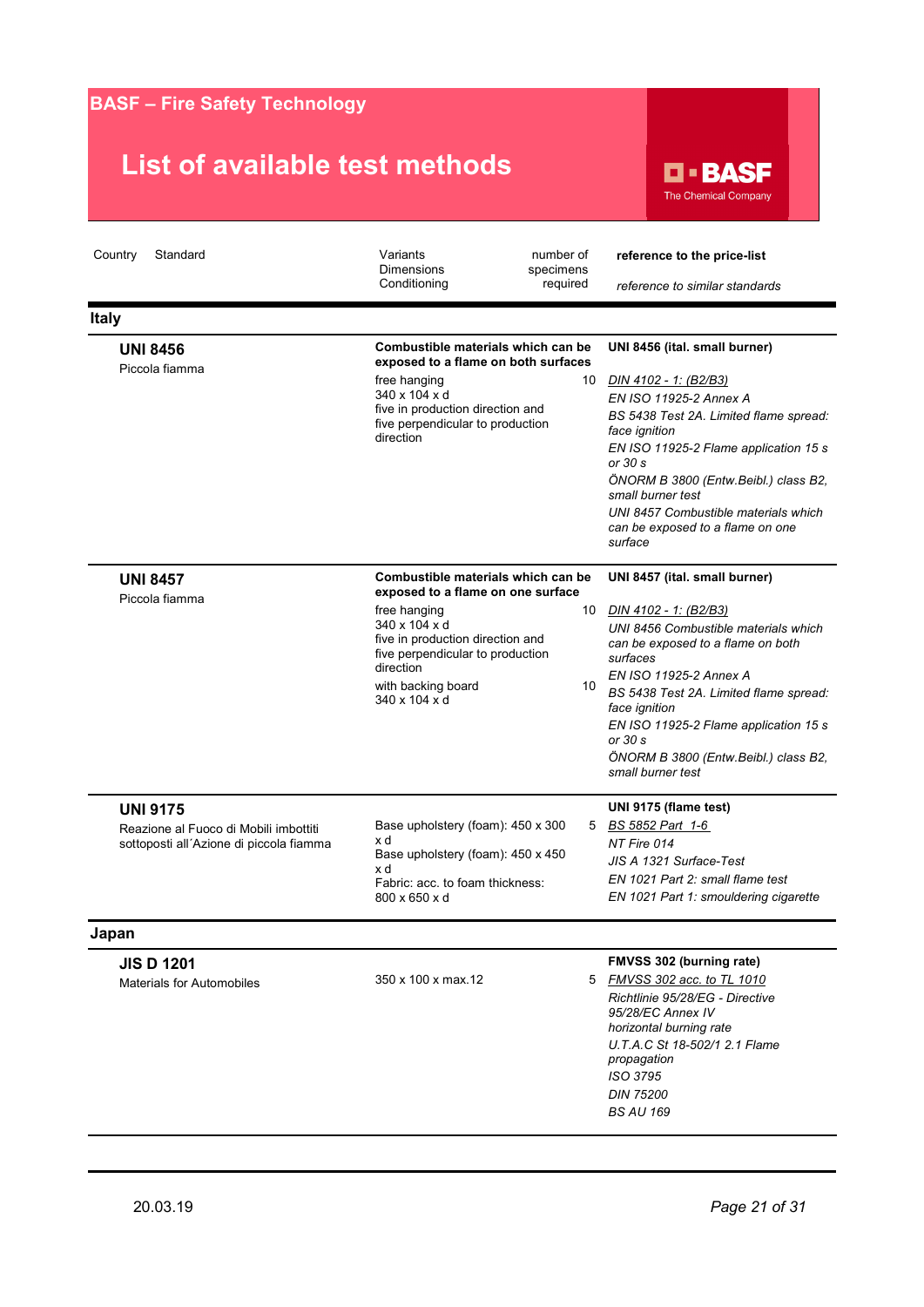# BASF – Fire Safety Technology

## List of available test methods

BASF The Chemical Company

| Country | Standard | Variants Dimensions Conditioning | number of specimens required | **reference to the price-list** *reference to similar standards* |
|---|---|---|---|---|
| **Italy** | | | | |
| | **UNI 8456** Piccola fiamma | **Combustible materials which can be exposed to a flame on both surfaces** | | **UNI 8456 (ital. small burner)** |
| | | free hanging 340 x 104 x d five in production direction and five perpendicular to production direction | 10 | *DIN 4102 - 1: (B2/B3)* *EN ISO 11925-2 Annex A* *BS 5438 Test 2A. Limited flame spread: face ignition* *EN ISO 11925-2 Flame application 15 s or 30 s* *ÖNORM B 3800 (Entw.Beibl.) class B2, small burner test* *UNI 8457 Combustible materials which can be exposed to a flame on one surface* |
| | **UNI 8457** Piccola fiamma | **Combustible materials which can be exposed to a flame on one surface** | | **UNI 8457 (ital. small burner)** |
| | | free hanging 340 x 104 x d five in production direction and five perpendicular to production direction | 10 | *DIN 4102 - 1: (B2/B3)* *UNI 8456 Combustible materials which can be exposed to a flame on both surfaces* *EN ISO 11925-2 Annex A* |
| | | with backing board 340 x 104 x d | 10 | *BS 5438 Test 2A. Limited flame spread: face ignition* *EN ISO 11925-2 Flame application 15 s or 30 s* *ÖNORM B 3800 (Entw.Beibl.) class B2, small burner test* |
| | **UNI 9175** Reazione al Fuoco di Mobili imbottiti sottoposti all´Azione di piccola fiamma | | | **UNI 9175 (flame test)** |
| | | Base upholstery (foam): 450 x 300 x d Base upholstery (foam): 450 x 450 x d Fabric: acc. to foam thickness: 800 x 650 x d | 5 | *BS 5852 Part 1-6* *NT Fire 014* *JIS A 1321 Surface-Test* *EN 1021 Part 2: small flame test* *EN 1021 Part 1: smouldering cigarette* |
| **Japan** | | | | |
| | **JIS D 1201** Materials for Automobiles | | | **FMVSS 302 (burning rate)** |
| | | 350 x 100 x max.12 | 5 | *FMVSS 302 acc. to TL 1010* *Richtlinie 95/28/EG - Directive 95/28/EC Annex IV horizontal burning rate* *U.T.A.C St 18-502/1 2.1 Flame propagation* *ISO 3795* *DIN 75200* *BS AU 169* |

20.03.19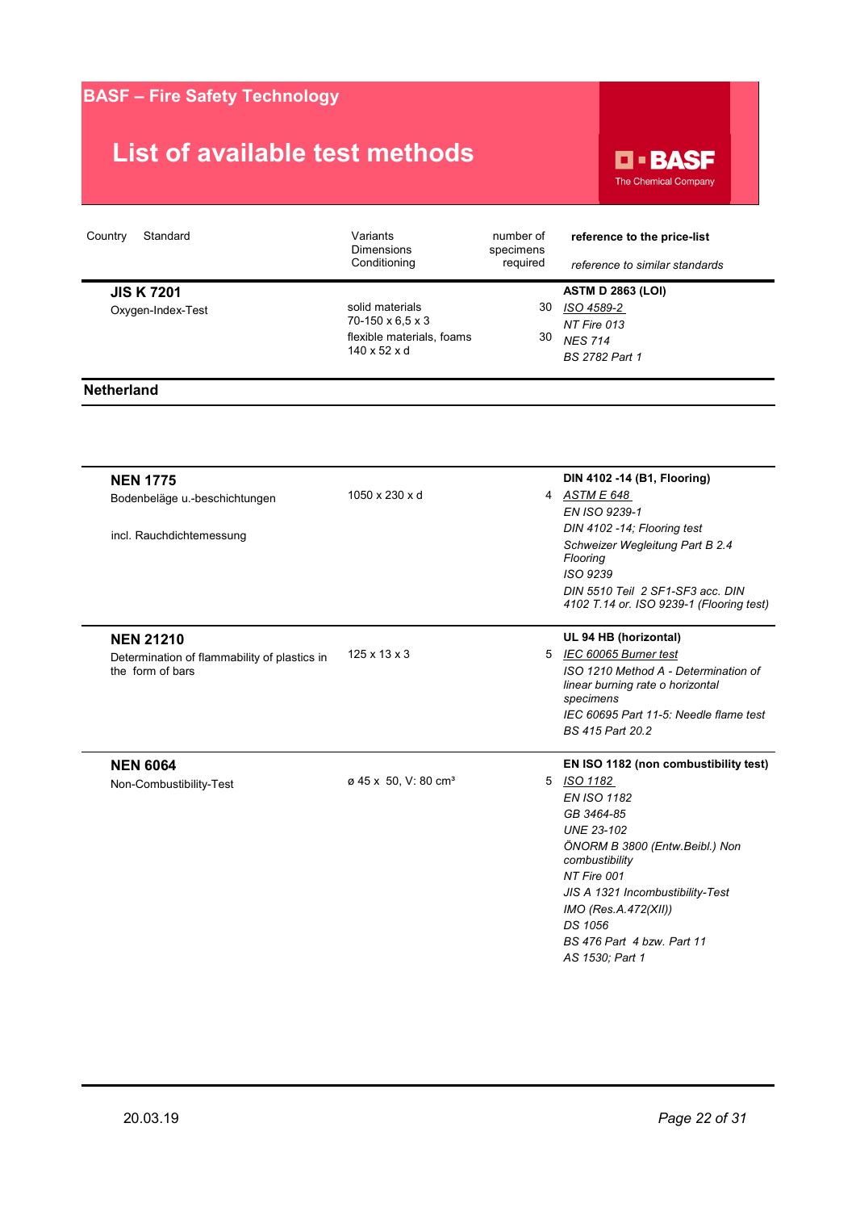## BASF – Fire Safety Technology

# List of available test methods

| Country | Standard | Variants Dimensions Conditioning | number of specimens required | reference to the price-list / *reference to similar standards* |
|---|---|---|---|---|
| | **JIS K 7201** | | | **ASTM D 2863 (LOI)** |
| | Oxygen-Index-Test | solid materials 70-150 x 6,5 x 3 | 30 | *ISO 4589-2* |
| | | flexible materials, foams 140 x 52 x d | 30 | *NT Fire 013* |
| | | | | *NES 714* |
| | | | | *BS 2782 Part 1* |

## Netherland

| Country | Standard | Variants Dimensions Conditioning | number of specimens required | reference to the price-list / *reference to similar standards* |
|---|---|---|---|---|
| | **NEN 1775** | | | **DIN 4102 -14 (B1, Flooring)** |
| | Bodenbeläge u.-beschichtungen | 1050 x 230 x d | 4 | *ASTM E 648* |
| | | | | *EN ISO 9239-1* |
| | incl. Rauchdichtemessung | | | *DIN 4102 -14; Flooring test* |
| | | | | *Schweizer Wegleitung Part B 2.4 Flooring* |
| | | | | *ISO 9239* |
| | | | | *DIN 5510 Teil 2 SF1-SF3 acc. DIN 4102 T.14 or. ISO 9239-1 (Flooring test)* |
| | **NEN 21210** | | | **UL 94 HB (horizontal)** |
| | Determination of flammability of plastics in the form of bars | 125 x 13 x 3 | 5 | *IEC 60065 Burner test* |
| | | | | *ISO 1210 Method A - Determination of linear burning rate o horizontal specimens* |
| | | | | *IEC 60695 Part 11-5: Needle flame test* |
| | | | | *BS 415 Part 20.2* |
| | **NEN 6064** | | | **EN ISO 1182 (non combustibility test)** |
| | Non-Combustibility-Test | ø 45 x 50, V: 80 cm³ | 5 | *ISO 1182* |
| | | | | *EN ISO 1182* |
| | | | | *GB 3464-85* |
| | | | | *UNE 23-102* |
| | | | | *ÖNORM B 3800 (Entw.Beibl.) Non combustibility* |
| | | | | *NT Fire 001* |
| | | | | *JIS A 1321 Incombustibility-Test* |
| | | | | *IMO (Res.A.472(XII))* |
| | | | | *DS 1056* |
| | | | | *BS 476 Part 4 bzw. Part 11* |
| | | | | *AS 1530; Part 1* |

20.03.19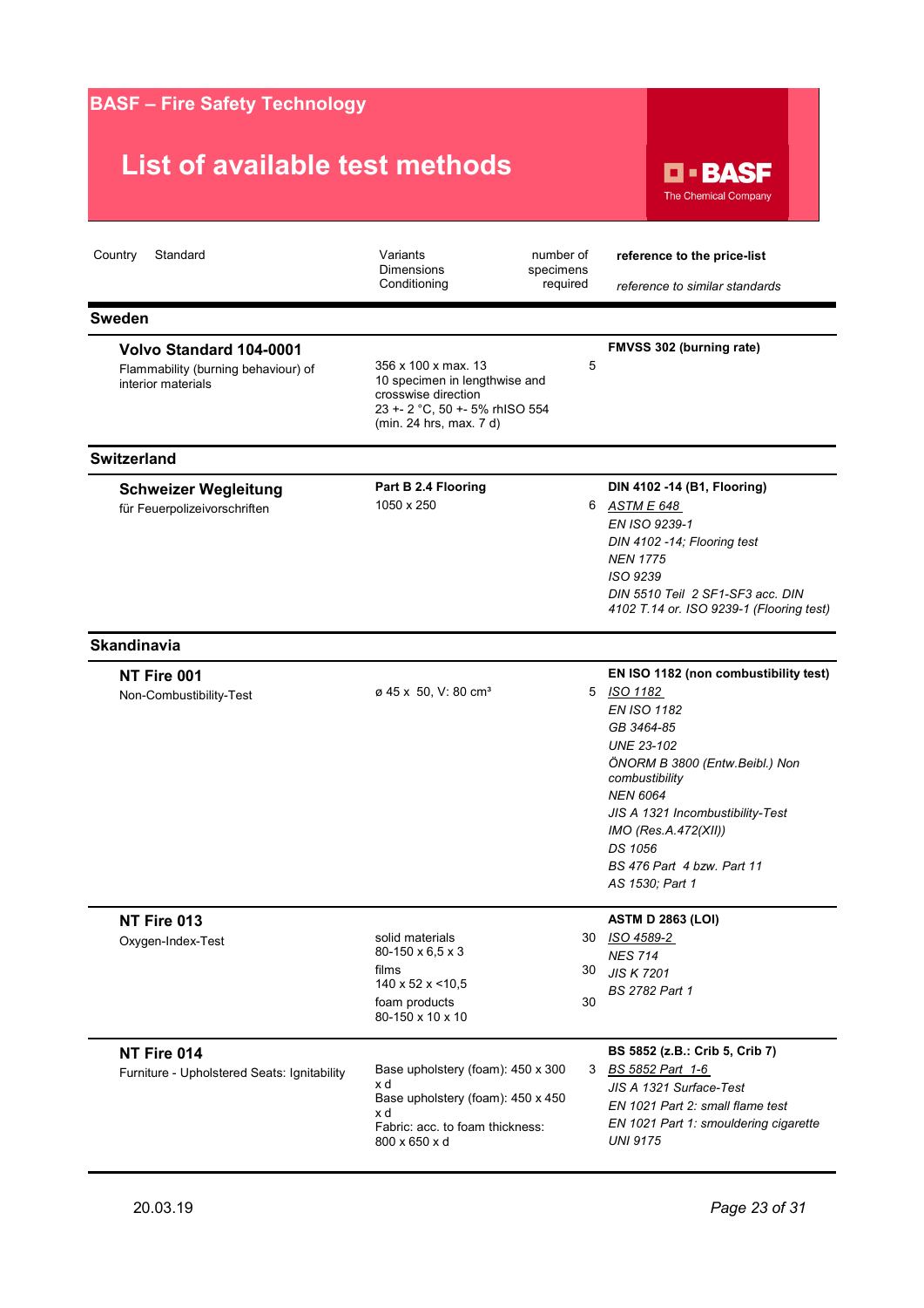# BASF – Fire Safety Technology

## List of available test methods

| Country | Standard | Variants<br>Dimensions<br>Conditioning | number of specimens required | **reference to the price-list**<br>*reference to similar standards* |
|---|---|---|---|---|
| **Sweden** | | | | |
| | **Volvo Standard 104-0001**<br>Flammability (burning behaviour) of interior materials | 356 x 100 x max. 13<br>10 specimen in lengthwise and crosswise direction<br>23 +- 2 °C, 50 +- 5% rhISO 554 (min. 24 hrs, max. 7 d) | 5 | **FMVSS 302 (burning rate)** |
| **Switzerland** | | | | |
| | **Schweizer Wegleitung**<br>für Feuerpolizeivorschriften | **Part B 2.4 Flooring**<br>1050 x 250 | 6 | **DIN 4102 -14 (B1, Flooring)**<br>*ASTM E 648*<br>*EN ISO 9239-1*<br>*DIN 4102 -14; Flooring test*<br>*NEN 1775*<br>*ISO 9239*<br>*DIN 5510 Teil 2 SF1-SF3 acc. DIN 4102 T.14 or. ISO 9239-1 (Flooring test)* |
| **Skandinavia** | | | | |
| | **NT Fire 001**<br>Non-Combustibility-Test | ø 45 x 50, V: 80 cm³ | 5 | **EN ISO 1182 (non combustibility test)**<br>*ISO 1182*<br>*EN ISO 1182*<br>*GB 3464-85*<br>*UNE 23-102*<br>*ÖNORM B 3800 (Entw.Beibl.) Non combustibility*<br>*NEN 6064*<br>*JIS A 1321 Incombustibility-Test*<br>*IMO (Res.A.472(XII))*<br>*DS 1056*<br>*BS 476 Part 4 bzw. Part 11*<br>*AS 1530; Part 1* |
| | **NT Fire 013**<br>Oxygen-Index-Test | solid materials<br>80-150 x 6,5 x 3<br>films<br>140 x 52 x <10,5<br>foam products<br>80-150 x 10 x 10 | 30<br>30<br>30 | **ASTM D 2863 (LOI)**<br>*ISO 4589-2*<br>*NES 714*<br>*JIS K 7201*<br>*BS 2782 Part 1* |
| | **NT Fire 014**<br>Furniture - Upholstered Seats: Ignitability | Base upholstery (foam): 450 x 300 x d<br>Base upholstery (foam): 450 x 450 x d<br>Fabric: acc. to foam thickness: 800 x 650 x d | 3 | **BS 5852 (z.B.: Crib 5, Crib 7)**<br>*BS 5852 Part 1-6*<br>*JIS A 1321 Surface-Test*<br>*EN 1021 Part 2: small flame test*<br>*EN 1021 Part 1: smouldering cigarette*<br>*UNI 9175* |

20.03.19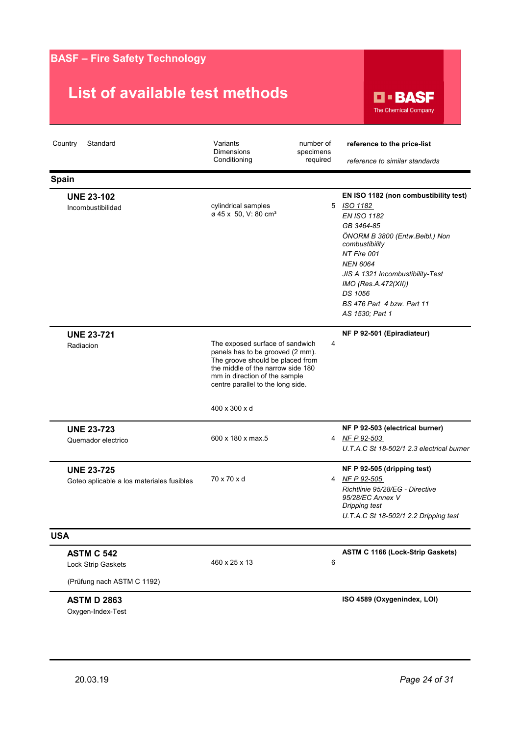# BASF – Fire Safety Technology

## List of available test methods

| Country | Standard | Variants<br>Dimensions<br>Conditioning | number of specimens required | **reference to the price-list**<br>*reference to similar standards* |
|---|---|---|---|---|
| **Spain** | | | | |
| | **UNE 23-102**<br>Incombustibilidad | cylindrical samples<br>ø 45 x 50, V: 80 cm³ | 5 | **EN ISO 1182 (non combustibility test)**<br>*ISO 1182*<br>*EN ISO 1182*<br>*GB 3464-85*<br>*ÖNORM B 3800 (Entw.Beibl.) Non combustibility*<br>*NT Fire 001*<br>*NEN 6064*<br>*JIS A 1321 Incombustibility-Test*<br>*IMO (Res.A.472(XII))*<br>*DS 1056*<br>*BS 476 Part 4 bzw. Part 11*<br>*AS 1530; Part 1* |
| | **UNE 23-721**<br>Radiacion | The exposed surface of sandwich panels has to be grooved (2 mm). The groove should be placed from the middle of the narrow side 180 mm in direction of the sample centre parallel to the long side.<br><br>400 x 300 x d | 4 | **NF P 92-501 (Epiradiateur)** |
| | **UNE 23-723**<br>Quemador electrico | 600 x 180 x max.5 | 4 | **NF P 92-503 (electrical burner)**<br>*NF P 92-503*<br>*U.T.A.C St 18-502/1 2.3 electrical burner* |
| | **UNE 23-725**<br>Goteo aplicable a los materiales fusibles | 70 x 70 x d | 4 | **NF P 92-505 (dripping test)**<br>*NF P 92-505*<br>*Richtlinie 95/28/EG - Directive 95/28/EC Annex V Dripping test*<br>*U.T.A.C St 18-502/1 2.2 Dripping test* |
| **USA** | | | | |
| | **ASTM C 542**<br>Lock Strip Gaskets<br><br>(Prüfung nach ASTM C 1192) | 460 x 25 x 13 | 6 | **ASTM C 1166 (Lock-Strip Gaskets)** |
| | **ASTM D 2863**<br>Oxygen-Index-Test | | | **ISO 4589 (Oxygenindex, LOI)** |

20.03.19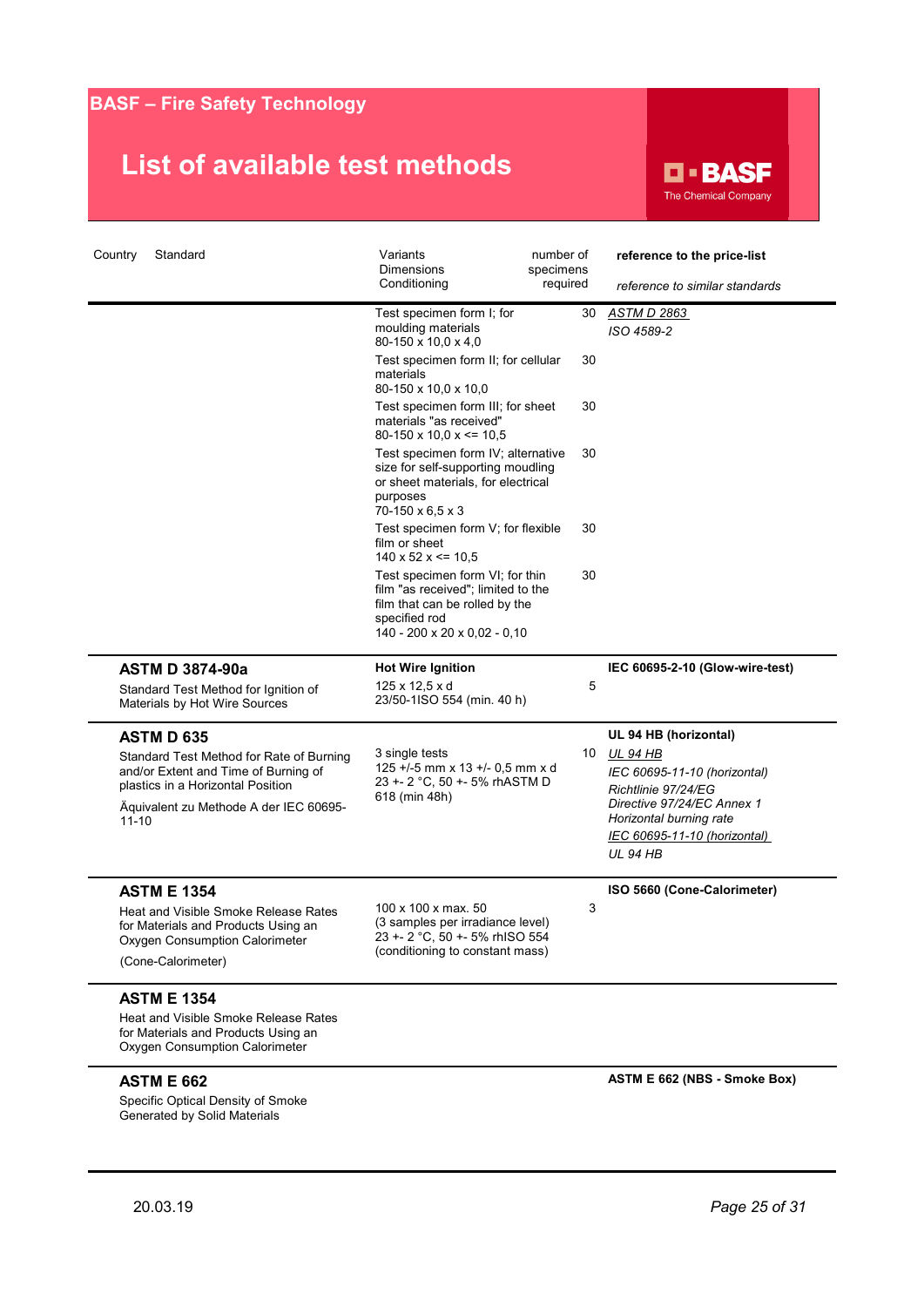# BASF – Fire Safety Technology

## List of available test methods

| Country | Standard | Variants Dimensions Conditioning | number of specimens required | reference to the price-list / *reference to similar standards* |
|---|---|---|---|---|
| | | Test specimen form I; for moulding materials 80-150 x 10,0 x 4,0 | 30 | *ASTM D 2863* *ISO 4589-2* |
| | | Test specimen form II; for cellular materials 80-150 x 10,0 x 10,0 | 30 | |
| | | Test specimen form III; for sheet materials "as received" 80-150 x 10,0 x <= 10,5 | 30 | |
| | | Test specimen form IV; alternative size for self-supporting moudling or sheet materials, for electrical purposes 70-150 x 6,5 x 3 | 30 | |
| | | Test specimen form V; for flexible film or sheet 140 x 52 x <= 10,5 | 30 | |
| | | Test specimen form VI; for thin film "as received"; limited to the film that can be rolled by the specified rod 140 - 200 x 20 x 0,02 - 0,10 | 30 | |
| | **ASTM D 3874-90a** Standard Test Method for Ignition of Materials by Hot Wire Sources | **Hot Wire Ignition** 125 x 12,5 x d 23/50-1ISO 554 (min. 40 h) | 5 | **IEC 60695-2-10 (Glow-wire-test)** |
| | **ASTM D 635** Standard Test Method for Rate of Burning and/or Extent and Time of Burning of plastics in a Horizontal Position Äquivalent zu Methode A der IEC 60695-11-10 | 3 single tests 125 +/-5 mm x 13 +/- 0,5 mm x d 23 +- 2 °C, 50 +- 5% rhASTM D 618 (min 48h) | 10 | **UL 94 HB (horizontal)** *UL 94 HB* *IEC 60695-11-10 (horizontal)* *Richtlinie 97/24/EG* *Directive 97/24/EC Annex 1 Horizontal burning rate* *IEC 60695-11-10 (horizontal)* *UL 94 HB* |
| | **ASTM E 1354** Heat and Visible Smoke Release Rates for Materials and Products Using an Oxygen Consumption Calorimeter (Cone-Calorimeter) | 100 x 100 x max. 50 (3 samples per irradiance level) 23 +- 2 °C, 50 +- 5% rhISO 554 (conditioning to constant mass) | 3 | **ISO 5660 (Cone-Calorimeter)** |
| | **ASTM E 1354** Heat and Visible Smoke Release Rates for Materials and Products Using an Oxygen Consumption Calorimeter | | | |
| | **ASTM E 662** Specific Optical Density of Smoke Generated by Solid Materials | | | **ASTM E 662 (NBS - Smoke Box)** |

20.03.19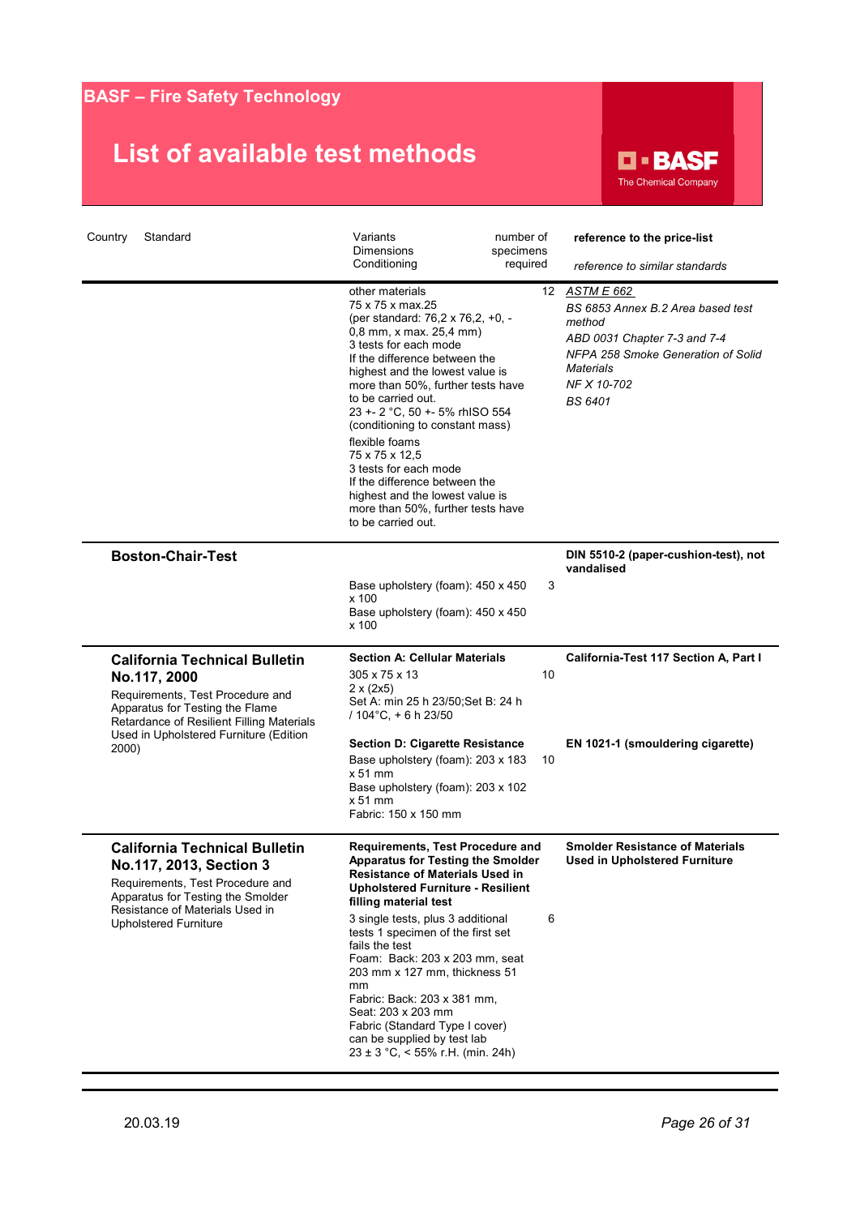# BASF – Fire Safety Technology

## List of available test methods

| Country | Standard | Variants<br>Dimensions<br>Conditioning | number of specimens required | **reference to the price-list**<br>*reference to similar standards* |
|---|---|---|---|---|
| | | other materials<br>75 x 75 x max.25<br>(per standard: 76,2 x 76,2, +0, -0,8 mm, x max. 25,4 mm)<br>3 tests for each mode<br>If the difference between the highest and the lowest value is more than 50%, further tests have to be carried out.<br>23 +- 2 °C, 50 +- 5% rhISO 554 (conditioning to constant mass)<br>flexible foams<br>75 x 75 x 12,5<br>3 tests for each mode<br>If the difference between the highest and the lowest value is more than 50%, further tests have to be carried out. | 12 | *ASTM E 662*<br>*BS 6853 Annex B.2 Area based test method*<br>*ABD 0031 Chapter 7-3 and 7-4*<br>*NFPA 258 Smoke Generation of Solid Materials*<br>*NF X 10-702*<br>*BS 6401* |
| | **Boston-Chair-Test** | Base upholstery (foam): 450 x 450 x 100<br>Base upholstery (foam): 450 x 450 x 100 | 3 | **DIN 5510-2 (paper-cushion-test), not vandalised** |
| | **California Technical Bulletin No.117, 2000**<br>Requirements, Test Procedure and Apparatus for Testing the Flame Retardance of Resilient Filling Materials Used in Upholstered Furniture (Edition 2000) | **Section A: Cellular Materials**<br>305 x 75 x 13<br>2 x (2x5)<br>Set A: min 25 h 23/50;Set B: 24 h / 104°C, + 6 h 23/50 | 10 | **California-Test 117 Section A, Part I** |
| | | **Section D: Cigarette Resistance**<br>Base upholstery (foam): 203 x 183 x 51 mm<br>Base upholstery (foam): 203 x 102 x 51 mm<br>Fabric: 150 x 150 mm | 10 | **EN 1021-1 (smouldering cigarette)** |
| | **California Technical Bulletin No.117, 2013, Section 3**<br>Requirements, Test Procedure and Apparatus for Testing the Smolder Resistance of Materials Used in Upholstered Furniture | **Requirements, Test Procedure and Apparatus for Testing the Smolder Resistance of Materials Used in Upholstered Furniture - Resilient filling material test**<br>3 single tests, plus 3 additional tests 1 specimen of the first set fails the test<br>Foam: Back: 203 x 203 mm, seat 203 mm x 127 mm, thickness 51 mm<br>Fabric: Back: 203 x 381 mm, Seat: 203 x 203 mm<br>Fabric (Standard Type I cover) can be supplied by test lab<br>23 ± 3 °C, < 55% r.H. (min. 24h) | 6 | **Smolder Resistance of Materials Used in Upholstered Furniture** |

20.03.19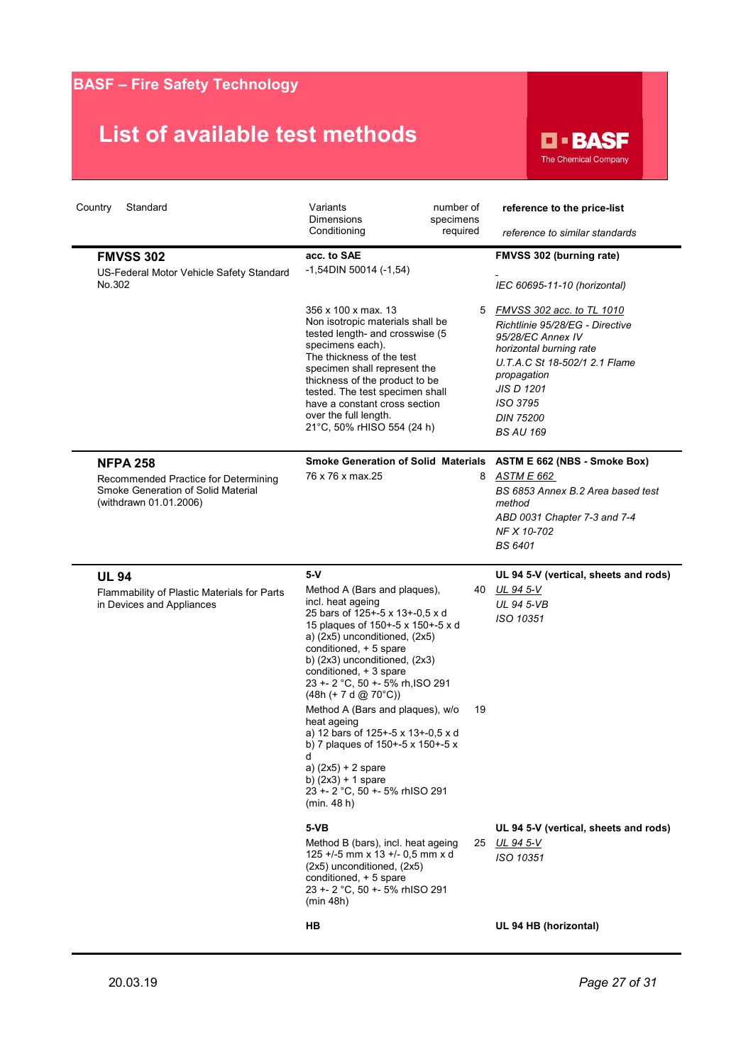# BASF – Fire Safety Technology

## List of available test methods

| Country | Standard | Variants / Dimensions / Conditioning | number of specimens required | **reference to the price-list** / *reference to similar standards* |
|---|---|---|---|---|
| | **FMVSS 302**<br>US-Federal Motor Vehicle Safety Standard No.302 | **acc. to SAE**<br>-1,54DIN 50014 (-1,54) | | **FMVSS 302 (burning rate)**<br>-<br>*IEC 60695-11-10 (horizontal)* |
| | | 356 x 100 x max. 13<br>Non isotropic materials shall be tested length- and crosswise (5 specimens each).<br>The thickness of the test specimen shall represent the thickness of the product to be tested. The test specimen shall have a constant cross section over the full length.<br>21°C, 50% rHISO 554 (24 h) | 5 | *FMVSS 302 acc. to TL 1010*<br>*Richtlinie 95/28/EG - Directive 95/28/EC Annex IV horizontal burning rate*<br>*U.T.A.C St 18-502/1 2.1 Flame propagation*<br>*JIS D 1201*<br>*ISO 3795*<br>*DIN 75200*<br>*BS AU 169* |
| | **NFPA 258**<br>Recommended Practice for Determining Smoke Generation of Solid Material (withdrawn 01.01.2006) | **Smoke Generation of Solid Materials**<br>76 x 76 x max.25 | 8 | **ASTM E 662 (NBS - Smoke Box)**<br>*ASTM E 662*<br>*BS 6853 Annex B.2 Area based test method*<br>*ABD 0031 Chapter 7-3 and 7-4*<br>*NF X 10-702*<br>*BS 6401* |
| | **UL 94**<br>Flammability of Plastic Materials for Parts in Devices and Appliances | **5-V**<br>Method A (Bars and plaques), incl. heat ageing<br>25 bars of 125+-5 x 13+-0,5 x d<br>15 plaques of 150+-5 x 150+-5 x d<br>a) (2x5) unconditioned, (2x5) conditioned, + 5 spare<br>b) (2x3) unconditioned, (2x3) conditioned, + 3 spare<br>23 +- 2 °C, 50 +- 5% rh,ISO 291 (48h (+ 7 d @ 70°C)) | 40 | **UL 94 5-V (vertical, sheets and rods)**<br>*UL 94 5-V*<br>*UL 94 5-VB*<br>*ISO 10351* |
| | | Method A (Bars and plaques), w/o heat ageing<br>a) 12 bars of 125+-5 x 13+-0,5 x d<br>b) 7 plaques of 150+-5 x 150+-5 x d<br>a) (2x5) + 2 spare<br>b) (2x3) + 1 spare<br>23 +- 2 °C, 50 +- 5% rhISO 291 (min. 48 h) | 19 | |
| | | **5-VB**<br>Method B (bars), incl. heat ageing<br>125 +/-5 mm x 13 +/- 0,5 mm x d<br>(2x5) unconditioned, (2x5) conditioned, + 5 spare<br>23 +- 2 °C, 50 +- 5% rhISO 291 (min 48h) | 25 | **UL 94 5-V (vertical, sheets and rods)**<br>*UL 94 5-V*<br>*ISO 10351* |
| | | **HB** | | **UL 94 HB (horizontal)** |

20.03.19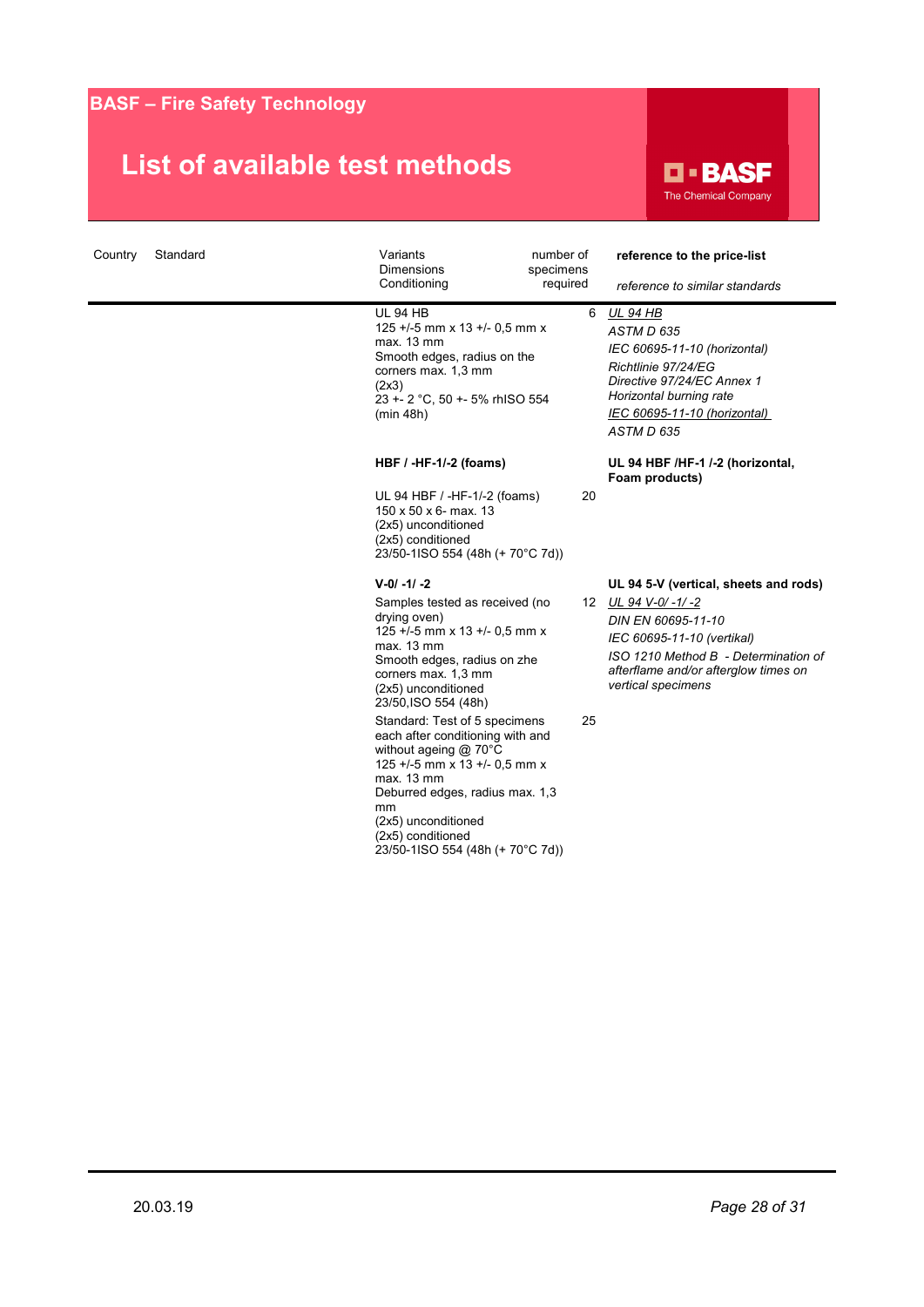## BASF – Fire Safety Technology

# List of available test methods

| Country | Standard | Variants<br>Dimensions<br>Conditioning | number of specimens required | **reference to the price-list**<br>*reference to similar standards* |
|---|---|---|---|---|
| | | UL 94 HB<br>125 +/-5 mm x 13 +/- 0,5 mm x max. 13 mm<br>Smooth edges, radius on the corners max. 1,3 mm<br>(2x3)<br>23 +- 2 °C, 50 +- 5% rhISO 554 (min 48h) | 6 | *UL 94 HB*<br>*ASTM D 635*<br>*IEC 60695-11-10 (horizontal)*<br>*Richtlinie 97/24/EG Directive 97/24/EC Annex 1 Horizontal burning rate*<br>*IEC 60695-11-10 (horizontal)*<br>*ASTM D 635* |
| | | **HBF / -HF-1/-2 (foams)** | | **UL 94 HBF /HF-1 /-2 (horizontal, Foam products)** |
| | | UL 94 HBF / -HF-1/-2 (foams)<br>150 x 50 x 6- max. 13<br>(2x5) unconditioned<br>(2x5) conditioned<br>23/50-1ISO 554 (48h (+ 70°C 7d)) | 20 | |
| | | **V-0/ -1/ -2** | | **UL 94 5-V (vertical, sheets and rods)** |
| | | Samples tested as received (no drying oven)<br>125 +/-5 mm x 13 +/- 0,5 mm x max. 13 mm<br>Smooth edges, radius on zhe corners max. 1,3 mm<br>(2x5) unconditioned<br>23/50,ISO 554 (48h) | 12 | *UL 94 V-0/ -1/ -2*<br>*DIN EN 60695-11-10*<br>*IEC 60695-11-10 (vertikal)*<br>*ISO 1210 Method B - Determination of afterflame and/or afterglow times on vertical specimens* |
| | | Standard: Test of 5 specimens each after conditioning with and without ageing @ 70°C<br>125 +/-5 mm x 13 +/- 0,5 mm x max. 13 mm<br>Deburred edges, radius max. 1,3 mm<br>(2x5) unconditioned<br>(2x5) conditioned<br>23/50-1ISO 554 (48h (+ 70°C 7d)) | 25 | |

20.03.19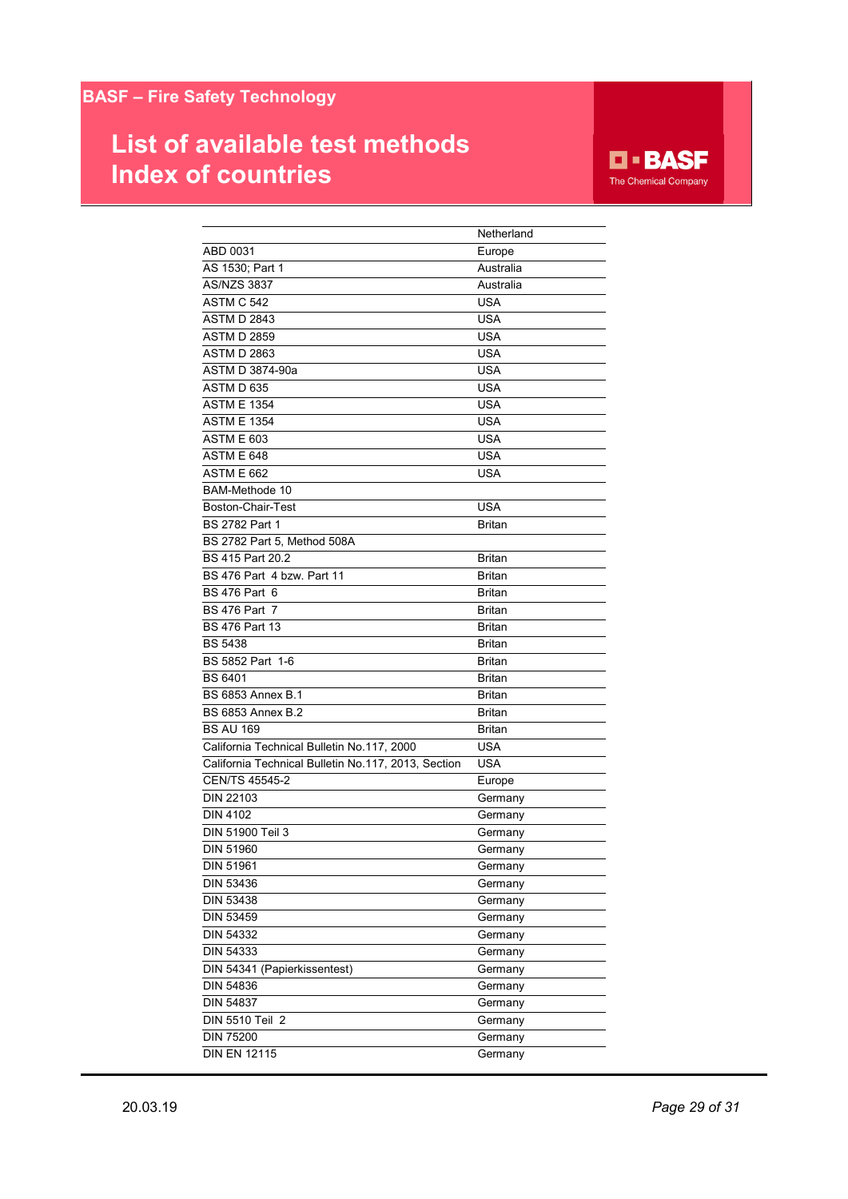## BASF – Fire Safety Technology

# List of available test methods
# Index of countries

| | Netherland |
|---|---|
| ABD 0031 | Europe |
| AS 1530; Part 1 | Australia |
| AS/NZS 3837 | Australia |
| ASTM C 542 | USA |
| ASTM D 2843 | USA |
| ASTM D 2859 | USA |
| ASTM D 2863 | USA |
| ASTM D 3874-90a | USA |
| ASTM D 635 | USA |
| ASTM E 1354 | USA |
| ASTM E 1354 | USA |
| ASTM E 603 | USA |
| ASTM E 648 | USA |
| ASTM E 662 | USA |
| BAM-Methode 10 | |
| Boston-Chair-Test | USA |
| BS 2782 Part 1 | Britan |
| BS 2782 Part 5, Method 508A | |
| BS 415 Part 20.2 | Britan |
| BS 476 Part 4 bzw. Part 11 | Britan |
| BS 476 Part 6 | Britan |
| BS 476 Part 7 | Britan |
| BS 476 Part 13 | Britan |
| BS 5438 | Britan |
| BS 5852 Part 1-6 | Britan |
| BS 6401 | Britan |
| BS 6853 Annex B.1 | Britan |
| BS 6853 Annex B.2 | Britan |
| BS AU 169 | Britan |
| California Technical Bulletin No.117, 2000 | USA |
| California Technical Bulletin No.117, 2013, Section | USA |
| CEN/TS 45545-2 | Europe |
| DIN 22103 | Germany |
| DIN 4102 | Germany |
| DIN 51900 Teil 3 | Germany |
| DIN 51960 | Germany |
| DIN 51961 | Germany |
| DIN 53436 | Germany |
| DIN 53438 | Germany |
| DIN 53459 | Germany |
| DIN 54332 | Germany |
| DIN 54333 | Germany |
| DIN 54341 (Papierkissentest) | Germany |
| DIN 54836 | Germany |
| DIN 54837 | Germany |
| DIN 5510 Teil 2 | Germany |
| DIN 75200 | Germany |
| DIN EN 12115 | Germany |

20.03.19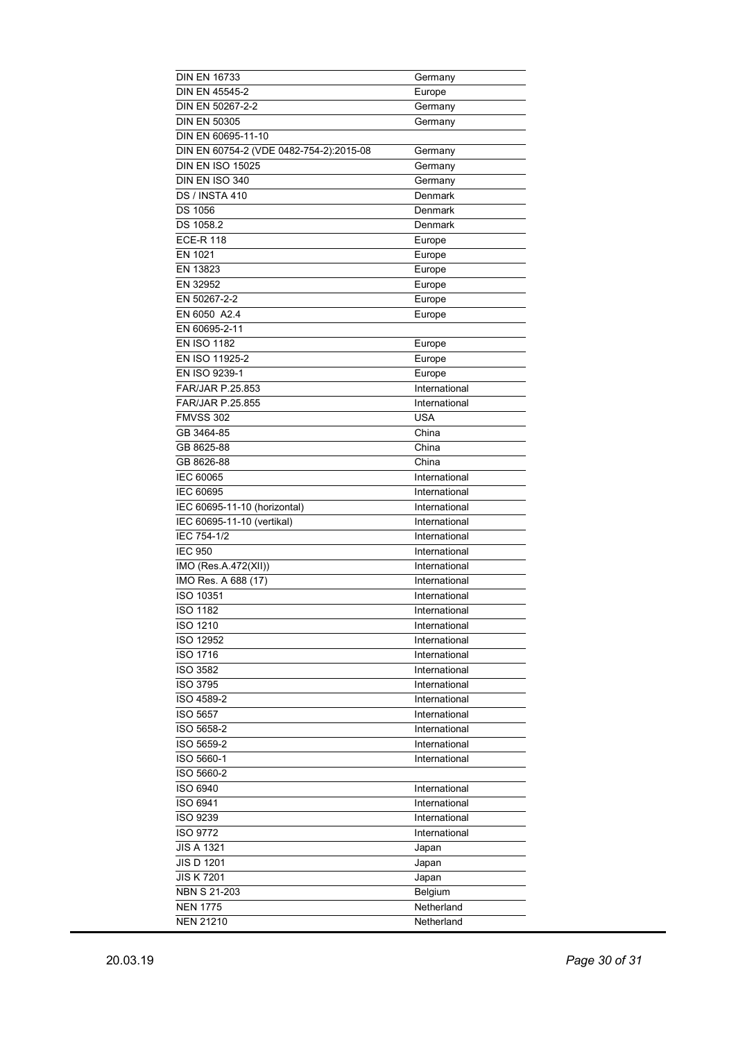| | |
|---|---|
| DIN EN 16733 | Germany |
| DIN EN 45545-2 | Europe |
| DIN EN 50267-2-2 | Germany |
| DIN EN 50305 | Germany |
| DIN EN 60695-11-10 | |
| DIN EN 60754-2 (VDE 0482-754-2):2015-08 | Germany |
| DIN EN ISO 15025 | Germany |
| DIN EN ISO 340 | Germany |
| DS / INSTA 410 | Denmark |
| DS 1056 | Denmark |
| DS 1058.2 | Denmark |
| ECE-R 118 | Europe |
| EN 1021 | Europe |
| EN 13823 | Europe |
| EN 32952 | Europe |
| EN 50267-2-2 | Europe |
| EN 6050 A2.4 | Europe |
| EN 60695-2-11 | |
| EN ISO 1182 | Europe |
| EN ISO 11925-2 | Europe |
| EN ISO 9239-1 | Europe |
| FAR/JAR P.25.853 | International |
| FAR/JAR P.25.855 | International |
| FMVSS 302 | USA |
| GB 3464-85 | China |
| GB 8625-88 | China |
| GB 8626-88 | China |
| IEC 60065 | International |
| IEC 60695 | International |
| IEC 60695-11-10 (horizontal) | International |
| IEC 60695-11-10 (vertikal) | International |
| IEC 754-1/2 | International |
| IEC 950 | International |
| IMO (Res.A.472(XII)) | International |
| IMO Res. A 688 (17) | International |
| ISO 10351 | International |
| ISO 1182 | International |
| ISO 1210 | International |
| ISO 12952 | International |
| ISO 1716 | International |
| ISO 3582 | International |
| ISO 3795 | International |
| ISO 4589-2 | International |
| ISO 5657 | International |
| ISO 5658-2 | International |
| ISO 5659-2 | International |
| ISO 5660-1 | International |
| ISO 5660-2 | |
| ISO 6940 | International |
| ISO 6941 | International |
| ISO 9239 | International |
| ISO 9772 | International |
| JIS A 1321 | Japan |
| JIS D 1201 | Japan |
| JIS K 7201 | Japan |
| NBN S 21-203 | Belgium |
| NEN 1775 | Netherland |
| NEN 21210 | Netherland |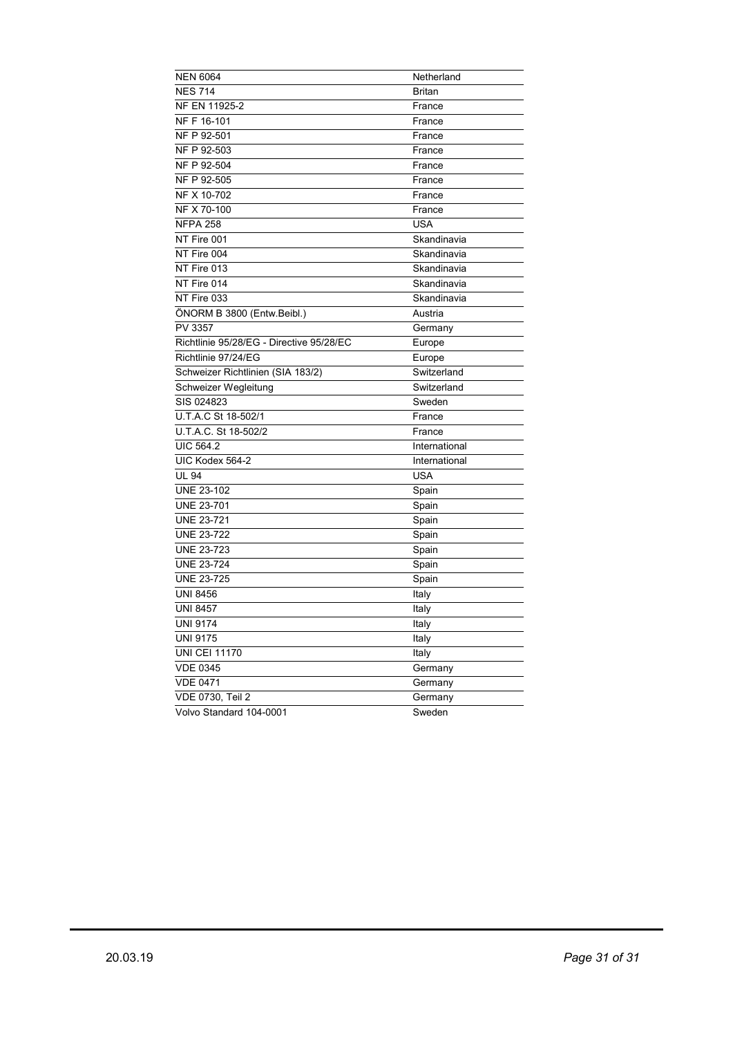| | |
|---|---|
| NEN 6064 | Netherland |
| NES 714 | Britan |
| NF EN 11925-2 | France |
| NF F 16-101 | France |
| NF P 92-501 | France |
| NF P 92-503 | France |
| NF P 92-504 | France |
| NF P 92-505 | France |
| NF X 10-702 | France |
| NF X 70-100 | France |
| NFPA 258 | USA |
| NT Fire 001 | Skandinavia |
| NT Fire 004 | Skandinavia |
| NT Fire 013 | Skandinavia |
| NT Fire 014 | Skandinavia |
| NT Fire 033 | Skandinavia |
| ÖNORM B 3800 (Entw.Beibl.) | Austria |
| PV 3357 | Germany |
| Richtlinie 95/28/EG - Directive 95/28/EC | Europe |
| Richtlinie 97/24/EG | Europe |
| Schweizer Richtlinien (SIA 183/2) | Switzerland |
| Schweizer Wegleitung | Switzerland |
| SIS 024823 | Sweden |
| U.T.A.C St 18-502/1 | France |
| U.T.A.C. St 18-502/2 | France |
| UIC 564.2 | International |
| UIC Kodex 564-2 | International |
| UL 94 | USA |
| UNE 23-102 | Spain |
| UNE 23-701 | Spain |
| UNE 23-721 | Spain |
| UNE 23-722 | Spain |
| UNE 23-723 | Spain |
| UNE 23-724 | Spain |
| UNE 23-725 | Spain |
| UNI 8456 | Italy |
| UNI 8457 | Italy |
| UNI 9174 | Italy |
| UNI 9175 | Italy |
| UNI CEI 11170 | Italy |
| VDE 0345 | Germany |
| VDE 0471 | Germany |
| VDE 0730, Teil 2 | Germany |
| Volvo Standard 104-0001 | Sweden |